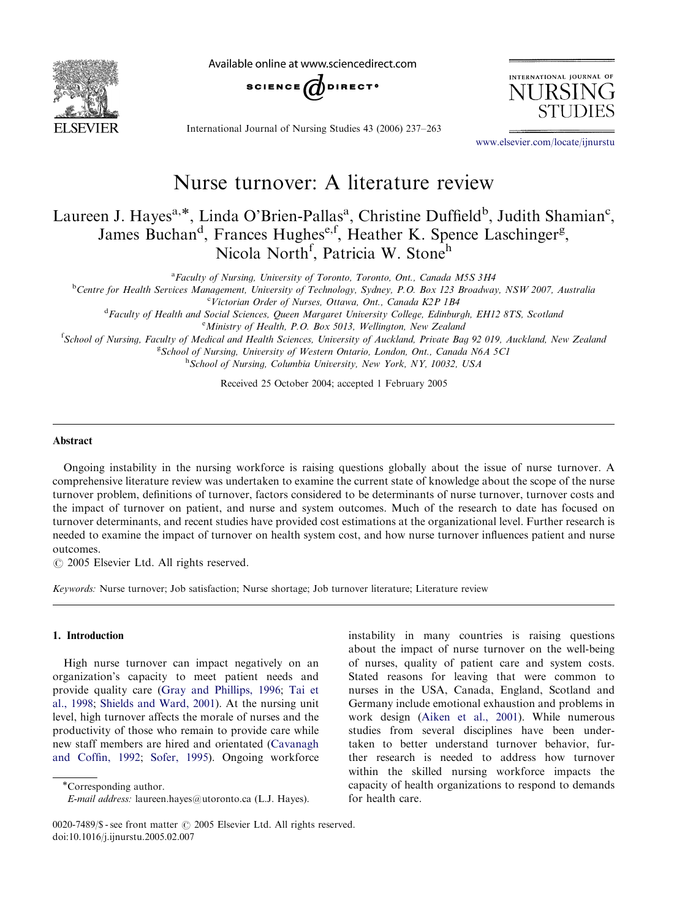# Nurse turnover: A literature review

Laureen J. Hayes[a,*], Linda O'Brien-Pallas[a], Christine Duffield[b], Judith Shamian[c], James Buchan[d], Frances Hughes[e,f], Heather K. Spence Laschinger[g], Nicola North[f], Patricia W. Stone[h]

[a]Faculty of Nursing, University of Toronto, Toronto, Ont., Canada M5S 3H4

[b]Centre for Health Services Management, University of Technology, Sydney, P.O. Box 123 Broadway, NSW 2007, Australia

[c]Victorian Order of Nurses, Ottawa, Ont., Canada K2P 1B4

[d]Faculty of Health and Social Sciences, Queen Margaret University College, Edinburgh, EH12 8TS, Scotland

[e]Ministry of Health, P.O. Box 5013, Wellington, New Zealand

[f]School of Nursing, Faculty of Medical and Health Sciences, University of Auckland, Private Bag 92 019, Auckland, New Zealand

[g]School of Nursing, University of Western Ontario, London, Ont., Canada N6A 5C1

[h]School of Nursing, Columbia University, New York, NY, 10032, USA

Received 25 October 2004; accepted 1 February 2005

## Abstract

Ongoing instability in the nursing workforce is raising questions globally about the issue of nurse turnover. A comprehensive literature review was undertaken to examine the current state of knowledge about the scope of the nurse turnover problem, definitions of turnover, factors considered to be determinants of nurse turnover, turnover costs and the impact of turnover on patient, and nurse and system outcomes. Much of the research to date has focused on turnover determinants, and recent studies have provided cost estimations at the organizational level. Further research is needed to examine the impact of turnover on health system cost, and how nurse turnover influences patient and nurse outcomes.

© 2005 Elsevier Ltd. All rights reserved.

*Keywords:* Nurse turnover; Job satisfaction; Nurse shortage; Job turnover literature; Literature review

## 1. Introduction

High nurse turnover can impact negatively on an organization's capacity to meet patient needs and provide quality care (Gray and Phillips, 1996; Tai et al., 1998; Shields and Ward, 2001). At the nursing unit level, high turnover affects the morale of nurses and the productivity of those who remain to provide care while new staff members are hired and orientated (Cavanagh and Coffin, 1992; Sofer, 1995). Ongoing workforce instability in many countries is raising questions about the impact of nurse turnover on the well-being of nurses, quality of patient care and system costs. Stated reasons for leaving that were common to nurses in the USA, Canada, England, Scotland and Germany include emotional exhaustion and problems in work design (Aiken et al., 2001). While numerous studies from several disciplines have been undertaken to better understand turnover behavior, further research is needed to address how turnover within the skilled nursing workforce impacts the capacity of health organizations to respond to demands for health care.

*Corresponding author.
*E-mail address:* laureen.hayes@utoronto.ca (L.J. Hayes).

0020-7489/$ - see front matter © 2005 Elsevier Ltd. All rights reserved.
doi:10.1016/j.ijnurstu.2005.02.007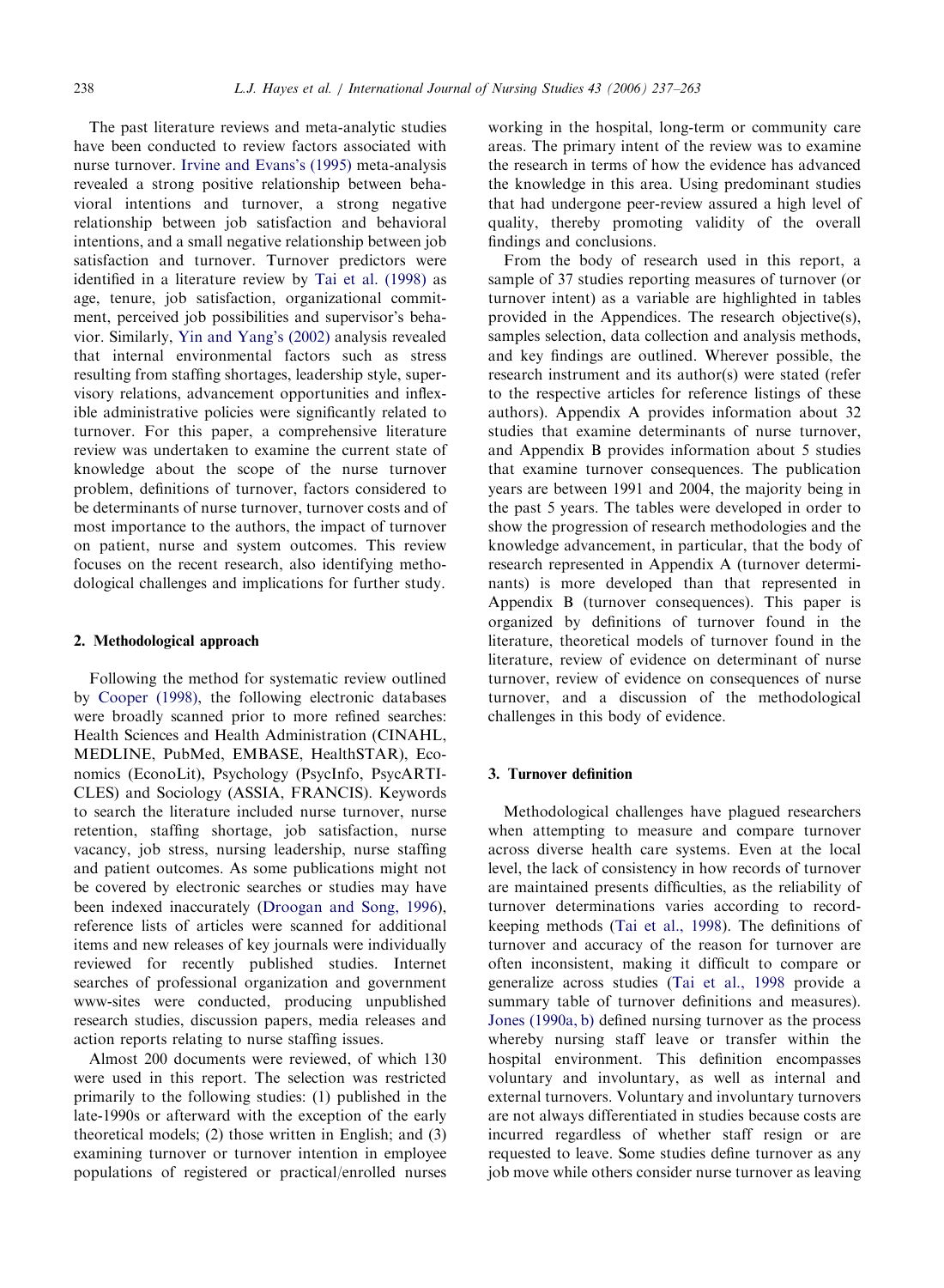The past literature reviews and meta-analytic studies have been conducted to review factors associated with nurse turnover. Irvine and Evans's (1995) meta-analysis revealed a strong positive relationship between behavioral intentions and turnover, a strong negative relationship between job satisfaction and behavioral intentions, and a small negative relationship between job satisfaction and turnover. Turnover predictors were identified in a literature review by Tai et al. (1998) as age, tenure, job satisfaction, organizational commitment, perceived job possibilities and supervisor's behavior. Similarly, Yin and Yang's (2002) analysis revealed that internal environmental factors such as stress resulting from staffing shortages, leadership style, supervisory relations, advancement opportunities and inflexible administrative policies were significantly related to turnover. For this paper, a comprehensive literature review was undertaken to examine the current state of knowledge about the scope of the nurse turnover problem, definitions of turnover, factors considered to be determinants of nurse turnover, turnover costs and of most importance to the authors, the impact of turnover on patient, nurse and system outcomes. This review focuses on the recent research, also identifying methodological challenges and implications for further study.

## 2. Methodological approach

Following the method for systematic review outlined by Cooper (1998), the following electronic databases were broadly scanned prior to more refined searches: Health Sciences and Health Administration (CINAHL, MEDLINE, PubMed, EMBASE, HealthSTAR), Economics (EconoLit), Psychology (PsycInfo, PsycARTICLES) and Sociology (ASSIA, FRANCIS). Keywords to search the literature included nurse turnover, nurse retention, staffing shortage, job satisfaction, nurse vacancy, job stress, nursing leadership, nurse staffing and patient outcomes. As some publications might not be covered by electronic searches or studies may have been indexed inaccurately (Droogan and Song, 1996), reference lists of articles were scanned for additional items and new releases of key journals were individually reviewed for recently published studies. Internet searches of professional organization and government www-sites were conducted, producing unpublished research studies, discussion papers, media releases and action reports relating to nurse staffing issues.

Almost 200 documents were reviewed, of which 130 were used in this report. The selection was restricted primarily to the following studies: (1) published in the late-1990s or afterward with the exception of the early theoretical models; (2) those written in English; and (3) examining turnover or turnover intention in employee populations of registered or practical/enrolled nurses working in the hospital, long-term or community care areas. The primary intent of the review was to examine the research in terms of how the evidence has advanced the knowledge in this area. Using predominant studies that had undergone peer-review assured a high level of quality, thereby promoting validity of the overall findings and conclusions.

From the body of research used in this report, a sample of 37 studies reporting measures of turnover (or turnover intent) as a variable are highlighted in tables provided in the Appendices. The research objective(s), samples selection, data collection and analysis methods, and key findings are outlined. Wherever possible, the research instrument and its author(s) were stated (refer to the respective articles for reference listings of these authors). Appendix A provides information about 32 studies that examine determinants of nurse turnover, and Appendix B provides information about 5 studies that examine turnover consequences. The publication years are between 1991 and 2004, the majority being in the past 5 years. The tables were developed in order to show the progression of research methodologies and the knowledge advancement, in particular, that the body of research represented in Appendix A (turnover determinants) is more developed than that represented in Appendix B (turnover consequences). This paper is organized by definitions of turnover found in the literature, theoretical models of turnover found in the literature, review of evidence on determinant of nurse turnover, review of evidence on consequences of nurse turnover, and a discussion of the methodological challenges in this body of evidence.

## 3. Turnover definition

Methodological challenges have plagued researchers when attempting to measure and compare turnover across diverse health care systems. Even at the local level, the lack of consistency in how records of turnover are maintained presents difficulties, as the reliability of turnover determinations varies according to record-keeping methods (Tai et al., 1998). The definitions of turnover and accuracy of the reason for turnover are often inconsistent, making it difficult to compare or generalize across studies (Tai et al., 1998 provide a summary table of turnover definitions and measures). Jones (1990a, b) defined nursing turnover as the process whereby nursing staff leave or transfer within the hospital environment. This definition encompasses voluntary and involuntary, as well as internal and external turnovers. Voluntary and involuntary turnovers are not always differentiated in studies because costs are incurred regardless of whether staff resign or are requested to leave. Some studies define turnover as any job move while others consider nurse turnover as leaving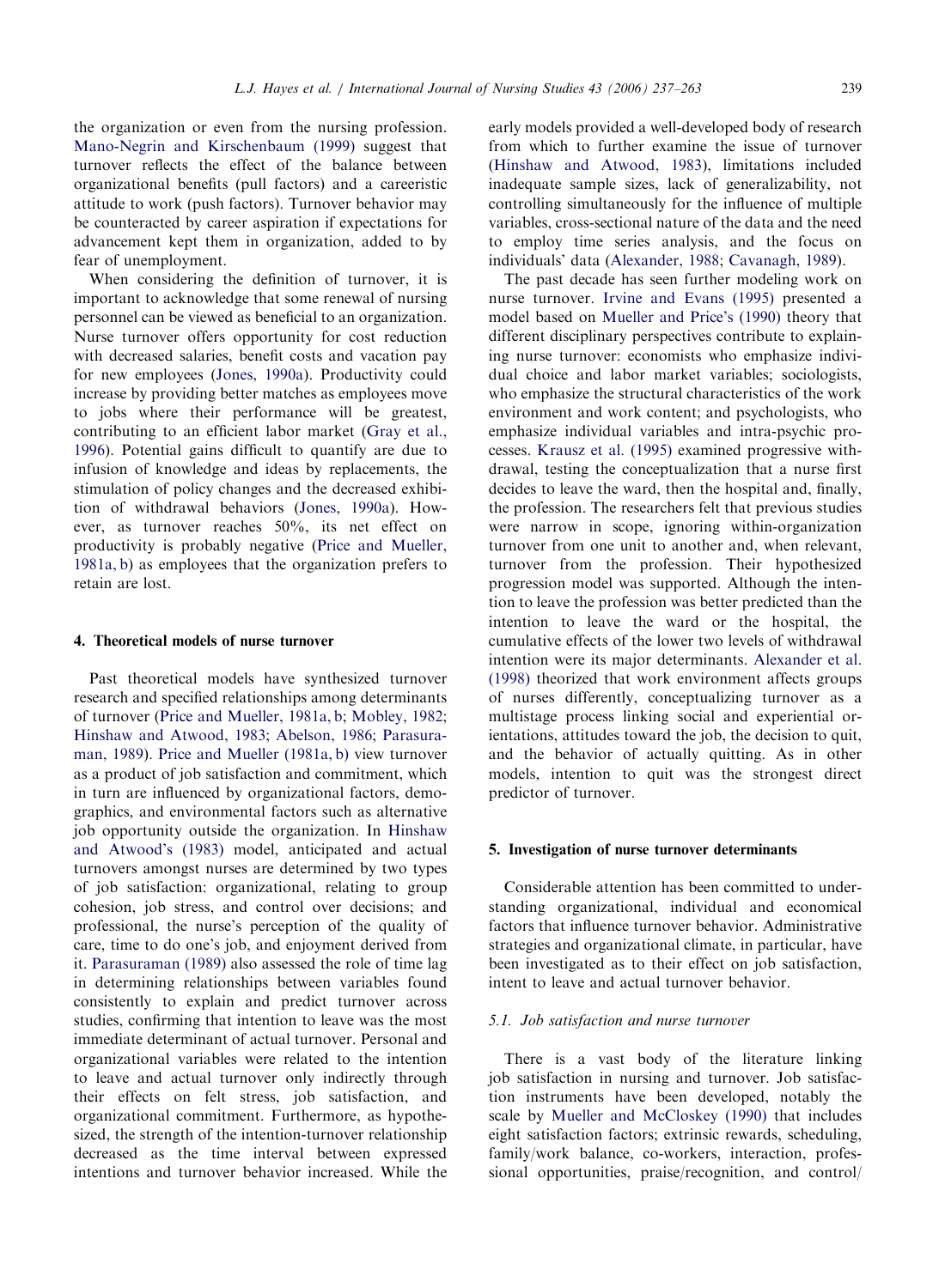the organization or even from the nursing profession. Mano-Negrin and Kirschenbaum (1999) suggest that turnover reflects the effect of the balance between organizational benefits (pull factors) and a careeristic attitude to work (push factors). Turnover behavior may be counteracted by career aspiration if expectations for advancement kept them in organization, added to by fear of unemployment.

When considering the definition of turnover, it is important to acknowledge that some renewal of nursing personnel can be viewed as beneficial to an organization. Nurse turnover offers opportunity for cost reduction with decreased salaries, benefit costs and vacation pay for new employees (Jones, 1990a). Productivity could increase by providing better matches as employees move to jobs where their performance will be greatest, contributing to an efficient labor market (Gray et al., 1996). Potential gains difficult to quantify are due to infusion of knowledge and ideas by replacements, the stimulation of policy changes and the decreased exhibition of withdrawal behaviors (Jones, 1990a). However, as turnover reaches 50%, its net effect on productivity is probably negative (Price and Mueller, 1981a, b) as employees that the organization prefers to retain are lost.

## 4. Theoretical models of nurse turnover

Past theoretical models have synthesized turnover research and specified relationships among determinants of turnover (Price and Mueller, 1981a, b; Mobley, 1982; Hinshaw and Atwood, 1983; Abelson, 1986; Parasuraman, 1989). Price and Mueller (1981a, b) view turnover as a product of job satisfaction and commitment, which in turn are influenced by organizational factors, demographics, and environmental factors such as alternative job opportunity outside the organization. In Hinshaw and Atwood's (1983) model, anticipated and actual turnovers amongst nurses are determined by two types of job satisfaction: organizational, relating to group cohesion, job stress, and control over decisions; and professional, the nurse's perception of the quality of care, time to do one's job, and enjoyment derived from it. Parasuraman (1989) also assessed the role of time lag in determining relationships between variables found consistently to explain and predict turnover across studies, confirming that intention to leave was the most immediate determinant of actual turnover. Personal and organizational variables were related to the intention to leave and actual turnover only indirectly through their effects on felt stress, job satisfaction, and organizational commitment. Furthermore, as hypothesized, the strength of the intention-turnover relationship decreased as the time interval between expressed intentions and turnover behavior increased. While the early models provided a well-developed body of research from which to further examine the issue of turnover (Hinshaw and Atwood, 1983), limitations included inadequate sample sizes, lack of generalizability, not controlling simultaneously for the influence of multiple variables, cross-sectional nature of the data and the need to employ time series analysis, and the focus on individuals' data (Alexander, 1988; Cavanagh, 1989).

The past decade has seen further modeling work on nurse turnover. Irvine and Evans (1995) presented a model based on Mueller and Price's (1990) theory that different disciplinary perspectives contribute to explaining nurse turnover: economists who emphasize individual choice and labor market variables; sociologists, who emphasize the structural characteristics of the work environment and work content; and psychologists, who emphasize individual variables and intra-psychic processes. Krausz et al. (1995) examined progressive withdrawal, testing the conceptualization that a nurse first decides to leave the ward, then the hospital and, finally, the profession. The researchers felt that previous studies were narrow in scope, ignoring within-organization turnover from one unit to another and, when relevant, turnover from the profession. Their hypothesized progression model was supported. Although the intention to leave the profession was better predicted than the intention to leave the ward or the hospital, the cumulative effects of the lower two levels of withdrawal intention were its major determinants. Alexander et al. (1998) theorized that work environment affects groups of nurses differently, conceptualizing turnover as a multistage process linking social and experiential orientations, attitudes toward the job, the decision to quit, and the behavior of actually quitting. As in other models, intention to quit was the strongest direct predictor of turnover.

## 5. Investigation of nurse turnover determinants

Considerable attention has been committed to understanding organizational, individual and economical factors that influence turnover behavior. Administrative strategies and organizational climate, in particular, have been investigated as to their effect on job satisfaction, intent to leave and actual turnover behavior.

### 5.1. Job satisfaction and nurse turnover

There is a vast body of the literature linking job satisfaction in nursing and turnover. Job satisfaction instruments have been developed, notably the scale by Mueller and McCloskey (1990) that includes eight satisfaction factors; extrinsic rewards, scheduling, family/work balance, co-workers, interaction, professional opportunities, praise/recognition, and control/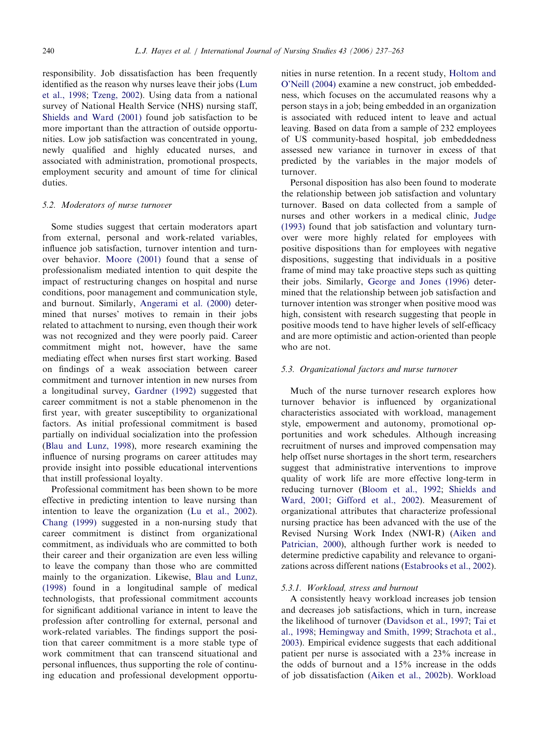responsibility. Job dissatisfaction has been frequently identified as the reason why nurses leave their jobs (Lum et al., 1998; Tzeng, 2002). Using data from a national survey of National Health Service (NHS) nursing staff, Shields and Ward (2001) found job satisfaction to be more important than the attraction of outside opportunities. Low job satisfaction was concentrated in young, newly qualified and highly educated nurses, and associated with administration, promotional prospects, employment security and amount of time for clinical duties.

### 5.2. Moderators of nurse turnover

Some studies suggest that certain moderators apart from external, personal and work-related variables, influence job satisfaction, turnover intention and turnover behavior. Moore (2001) found that a sense of professionalism mediated intention to quit despite the impact of restructuring changes on hospital and nurse conditions, poor management and communication style, and burnout. Similarly, Angerami et al. (2000) determined that nurses' motives to remain in their jobs related to attachment to nursing, even though their work was not recognized and they were poorly paid. Career commitment might not, however, have the same mediating effect when nurses first start working. Based on findings of a weak association between career commitment and turnover intention in new nurses from a longitudinal survey, Gardner (1992) suggested that career commitment is not a stable phenomenon in the first year, with greater susceptibility to organizational factors. As initial professional commitment is based partially on individual socialization into the profession (Blau and Lunz, 1998), more research examining the influence of nursing programs on career attitudes may provide insight into possible educational interventions that instill professional loyalty.

Professional commitment has been shown to be more effective in predicting intention to leave nursing than intention to leave the organization (Lu et al., 2002). Chang (1999) suggested in a non-nursing study that career commitment is distinct from organizational commitment, as individuals who are committed to both their career and their organization are even less willing to leave the company than those who are committed mainly to the organization. Likewise, Blau and Lunz, (1998) found in a longitudinal sample of medical technologists, that professional commitment accounts for significant additional variance in intent to leave the profession after controlling for external, personal and work-related variables. The findings support the position that career commitment is a more stable type of work commitment that can transcend situational and personal influences, thus supporting the role of continuing education and professional development opportunities in nurse retention. In a recent study, Holtom and O'Neill (2004) examine a new construct, job embeddedness, which focuses on the accumulated reasons why a person stays in a job; being embedded in an organization is associated with reduced intent to leave and actual leaving. Based on data from a sample of 232 employees of US community-based hospital, job embeddedness assessed new variance in turnover in excess of that predicted by the variables in the major models of turnover.

Personal disposition has also been found to moderate the relationship between job satisfaction and voluntary turnover. Based on data collected from a sample of nurses and other workers in a medical clinic, Judge (1993) found that job satisfaction and voluntary turnover were more highly related for employees with positive dispositions than for employees with negative dispositions, suggesting that individuals in a positive frame of mind may take proactive steps such as quitting their jobs. Similarly, George and Jones (1996) determined that the relationship between job satisfaction and turnover intention was stronger when positive mood was high, consistent with research suggesting that people in positive moods tend to have higher levels of self-efficacy and are more optimistic and action-oriented than people who are not.

### 5.3. Organizational factors and nurse turnover

Much of the nurse turnover research explores how turnover behavior is influenced by organizational characteristics associated with workload, management style, empowerment and autonomy, promotional opportunities and work schedules. Although increasing recruitment of nurses and improved compensation may help offset nurse shortages in the short term, researchers suggest that administrative interventions to improve quality of work life are more effective long-term in reducing turnover (Bloom et al., 1992; Shields and Ward, 2001; Gifford et al., 2002). Measurement of organizational attributes that characterize professional nursing practice has been advanced with the use of the Revised Nursing Work Index (NWI-R) (Aiken and Patrician, 2000), although further work is needed to determine predictive capability and relevance to organizations across different nations (Estabrooks et al., 2002).

#### 5.3.1. Workload, stress and burnout

A consistently heavy workload increases job tension and decreases job satisfactions, which in turn, increase the likelihood of turnover (Davidson et al., 1997; Tai et al., 1998; Hemingway and Smith, 1999; Strachota et al., 2003). Empirical evidence suggests that each additional patient per nurse is associated with a 23% increase in the odds of burnout and a 15% increase in the odds of job dissatisfaction (Aiken et al., 2002b). Workload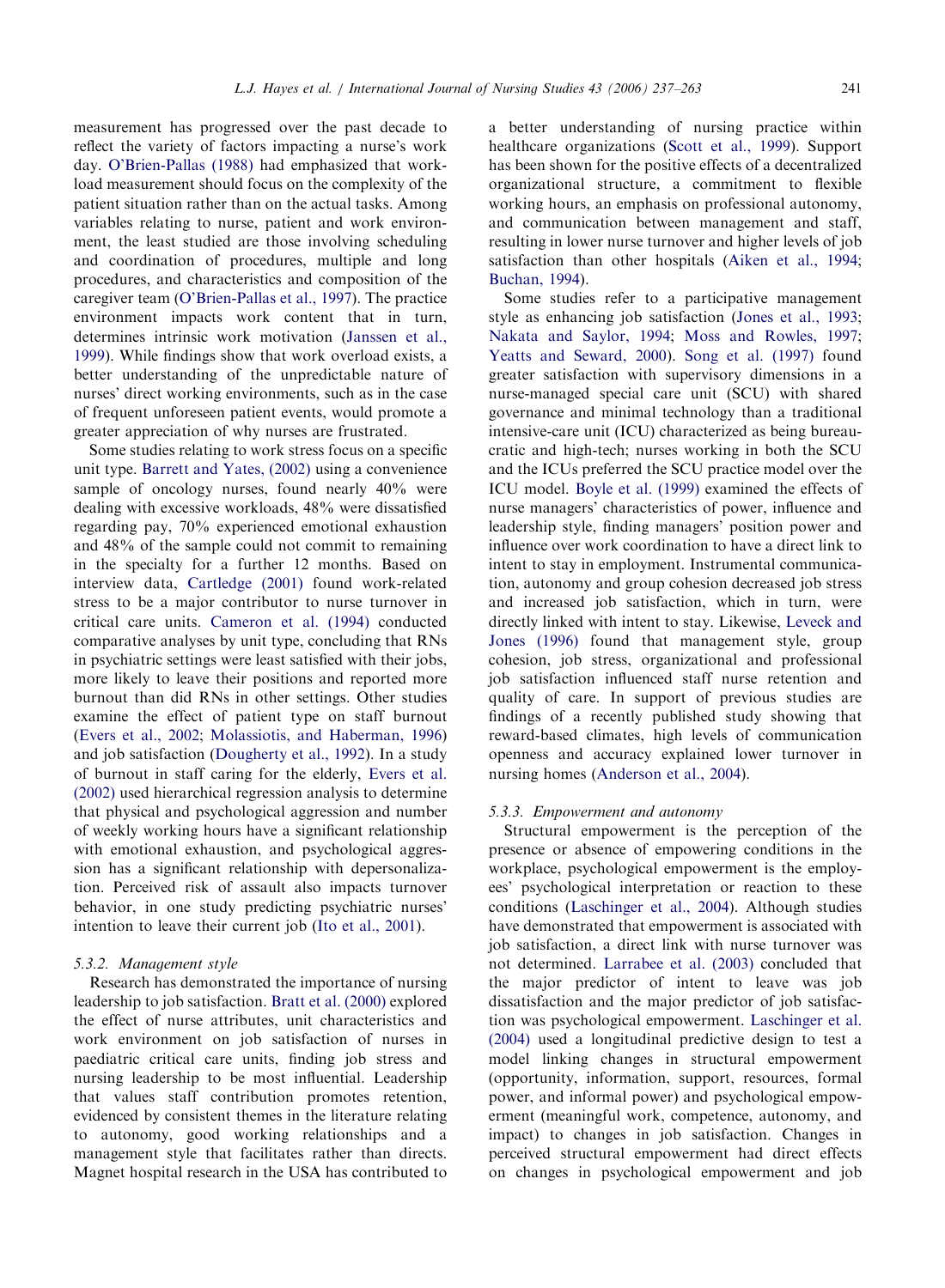measurement has progressed over the past decade to reflect the variety of factors impacting a nurse's work day. O'Brien-Pallas (1988) had emphasized that workload measurement should focus on the complexity of the patient situation rather than on the actual tasks. Among variables relating to nurse, patient and work environment, the least studied are those involving scheduling and coordination of procedures, multiple and long procedures, and characteristics and composition of the caregiver team (O'Brien-Pallas et al., 1997). The practice environment impacts work content that in turn, determines intrinsic work motivation (Janssen et al., 1999). While findings show that work overload exists, a better understanding of the unpredictable nature of nurses' direct working environments, such as in the case of frequent unforeseen patient events, would promote a greater appreciation of why nurses are frustrated.

Some studies relating to work stress focus on a specific unit type. Barrett and Yates, (2002) using a convenience sample of oncology nurses, found nearly 40% were dealing with excessive workloads, 48% were dissatisfied regarding pay, 70% experienced emotional exhaustion and 48% of the sample could not commit to remaining in the specialty for a further 12 months. Based on interview data, Cartledge (2001) found work-related stress to be a major contributor to nurse turnover in critical care units. Cameron et al. (1994) conducted comparative analyses by unit type, concluding that RNs in psychiatric settings were least satisfied with their jobs, more likely to leave their positions and reported more burnout than did RNs in other settings. Other studies examine the effect of patient type on staff burnout (Evers et al., 2002; Molassiotis, and Haberman, 1996) and job satisfaction (Dougherty et al., 1992). In a study of burnout in staff caring for the elderly, Evers et al. (2002) used hierarchical regression analysis to determine that physical and psychological aggression and number of weekly working hours have a significant relationship with emotional exhaustion, and psychological aggression has a significant relationship with depersonalization. Perceived risk of assault also impacts turnover behavior, in one study predicting psychiatric nurses' intention to leave their current job (Ito et al., 2001).

#### 5.3.2. Management style

Research has demonstrated the importance of nursing leadership to job satisfaction. Bratt et al. (2000) explored the effect of nurse attributes, unit characteristics and work environment on job satisfaction of nurses in paediatric critical care units, finding job stress and nursing leadership to be most influential. Leadership that values staff contribution promotes retention, evidenced by consistent themes in the literature relating to autonomy, good working relationships and a management style that facilitates rather than directs. Magnet hospital research in the USA has contributed to a better understanding of nursing practice within healthcare organizations (Scott et al., 1999). Support has been shown for the positive effects of a decentralized organizational structure, a commitment to flexible working hours, an emphasis on professional autonomy, and communication between management and staff, resulting in lower nurse turnover and higher levels of job satisfaction than other hospitals (Aiken et al., 1994; Buchan, 1994).

Some studies refer to a participative management style as enhancing job satisfaction (Jones et al., 1993; Nakata and Saylor, 1994; Moss and Rowles, 1997; Yeatts and Seward, 2000). Song et al. (1997) found greater satisfaction with supervisory dimensions in a nurse-managed special care unit (SCU) with shared governance and minimal technology than a traditional intensive-care unit (ICU) characterized as being bureaucratic and high-tech; nurses working in both the SCU and the ICUs preferred the SCU practice model over the ICU model. Boyle et al. (1999) examined the effects of nurse managers' characteristics of power, influence and leadership style, finding managers' position power and influence over work coordination to have a direct link to intent to stay in employment. Instrumental communication, autonomy and group cohesion decreased job stress and increased job satisfaction, which in turn, were directly linked with intent to stay. Likewise, Leveck and Jones (1996) found that management style, group cohesion, job stress, organizational and professional job satisfaction influenced staff nurse retention and quality of care. In support of previous studies are findings of a recently published study showing that reward-based climates, high levels of communication openness and accuracy explained lower turnover in nursing homes (Anderson et al., 2004).

#### 5.3.3. Empowerment and autonomy

Structural empowerment is the perception of the presence or absence of empowering conditions in the workplace, psychological empowerment is the employees' psychological interpretation or reaction to these conditions (Laschinger et al., 2004). Although studies have demonstrated that empowerment is associated with job satisfaction, a direct link with nurse turnover was not determined. Larrabee et al. (2003) concluded that the major predictor of intent to leave was job dissatisfaction and the major predictor of job satisfaction was psychological empowerment. Laschinger et al. (2004) used a longitudinal predictive design to test a model linking changes in structural empowerment (opportunity, information, support, resources, formal power, and informal power) and psychological empowerment (meaningful work, competence, autonomy, and impact) to changes in job satisfaction. Changes in perceived structural empowerment had direct effects on changes in psychological empowerment and job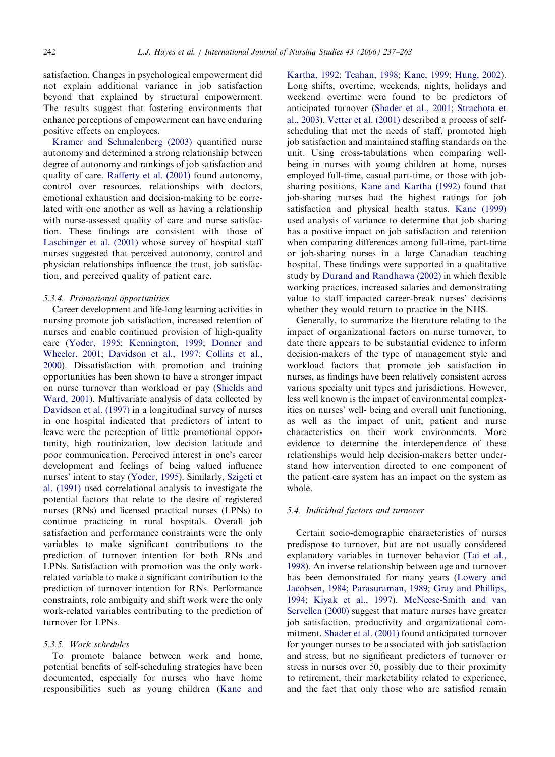satisfaction. Changes in psychological empowerment did not explain additional variance in job satisfaction beyond that explained by structural empowerment. The results suggest that fostering environments that enhance perceptions of empowerment can have enduring positive effects on employees.

Kramer and Schmalenberg (2003) quantified nurse autonomy and determined a strong relationship between degree of autonomy and rankings of job satisfaction and quality of care. Rafferty et al. (2001) found autonomy, control over resources, relationships with doctors, emotional exhaustion and decision-making to be correlated with one another as well as having a relationship with nurse-assessed quality of care and nurse satisfaction. These findings are consistent with those of Laschinger et al. (2001) whose survey of hospital staff nurses suggested that perceived autonomy, control and physician relationships influence the trust, job satisfaction, and perceived quality of patient care.

#### 5.3.4. Promotional opportunities

Career development and life-long learning activities in nursing promote job satisfaction, increased retention of nurses and enable continued provision of high-quality care (Yoder, 1995; Kennington, 1999; Donner and Wheeler, 2001; Davidson et al., 1997; Collins et al., 2000). Dissatisfaction with promotion and training opportunities has been shown to have a stronger impact on nurse turnover than workload or pay (Shields and Ward, 2001). Multivariate analysis of data collected by Davidson et al. (1997) in a longitudinal survey of nurses in one hospital indicated that predictors of intent to leave were the perception of little promotional opportunity, high routinization, low decision latitude and poor communication. Perceived interest in one's career development and feelings of being valued influence nurses' intent to stay (Yoder, 1995). Similarly, Szigeti et al. (1991) used correlational analysis to investigate the potential factors that relate to the desire of registered nurses (RNs) and licensed practical nurses (LPNs) to continue practicing in rural hospitals. Overall job satisfaction and performance constraints were the only variables to make significant contributions to the prediction of turnover intention for both RNs and LPNs. Satisfaction with promotion was the only work-related variable to make a significant contribution to the prediction of turnover intention for RNs. Performance constraints, role ambiguity and shift work were the only work-related variables contributing to the prediction of turnover for LPNs.

#### 5.3.5. Work schedules

To promote balance between work and home, potential benefits of self-scheduling strategies have been documented, especially for nurses who have home responsibilities such as young children (Kane and Kartha, 1992; Teahan, 1998; Kane, 1999; Hung, 2002). Long shifts, overtime, weekends, nights, holidays and weekend overtime were found to be predictors of anticipated turnover (Shader et al., 2001; Strachota et al., 2003). Vetter et al. (2001) described a process of self-scheduling that met the needs of staff, promoted high job satisfaction and maintained staffing standards on the unit. Using cross-tabulations when comparing well-being in nurses with young children at home, nurses employed full-time, casual part-time, or those with job-sharing positions, Kane and Kartha (1992) found that job-sharing nurses had the highest ratings for job satisfaction and physical health status. Kane (1999) used analysis of variance to determine that job sharing has a positive impact on job satisfaction and retention when comparing differences among full-time, part-time or job-sharing nurses in a large Canadian teaching hospital. These findings were supported in a qualitative study by Durand and Randhawa (2002) in which flexible working practices, increased salaries and demonstrating value to staff impacted career-break nurses' decisions whether they would return to practice in the NHS.

Generally, to summarize the literature relating to the impact of organizational factors on nurse turnover, to date there appears to be substantial evidence to inform decision-makers of the type of management style and workload factors that promote job satisfaction in nurses, as findings have been relatively consistent across various specialty unit types and jurisdictions. However, less well known is the impact of environmental complexities on nurses' well- being and overall unit functioning, as well as the impact of unit, patient and nurse characteristics on their work environments. More evidence to determine the interdependence of these relationships would help decision-makers better understand how intervention directed to one component of the patient care system has an impact on the system as whole.

### 5.4. Individual factors and turnover

Certain socio-demographic characteristics of nurses predispose to turnover, but are not usually considered explanatory variables in turnover behavior (Tai et al., 1998). An inverse relationship between age and turnover has been demonstrated for many years (Lowery and Jacobsen, 1984; Parasuraman, 1989; Gray and Phillips, 1994; Kiyak et al., 1997). McNeese-Smith and van Servellen (2000) suggest that mature nurses have greater job satisfaction, productivity and organizational commitment. Shader et al. (2001) found anticipated turnover for younger nurses to be associated with job satisfaction and stress, but no significant predictors of turnover or stress in nurses over 50, possibly due to their proximity to retirement, their marketability related to experience, and the fact that only those who are satisfied remain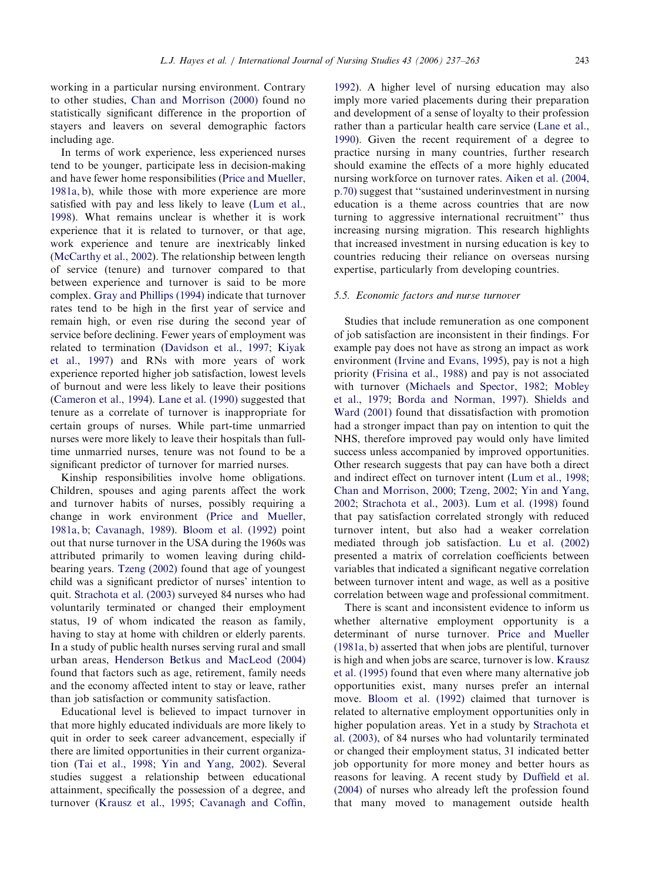working in a particular nursing environment. Contrary to other studies, Chan and Morrison (2000) found no statistically significant difference in the proportion of stayers and leavers on several demographic factors including age.

In terms of work experience, less experienced nurses tend to be younger, participate less in decision-making and have fewer home responsibilities (Price and Mueller, 1981a, b), while those with more experience are more satisfied with pay and less likely to leave (Lum et al., 1998). What remains unclear is whether it is work experience that it is related to turnover, or that age, work experience and tenure are inextricably linked (McCarthy et al., 2002). The relationship between length of service (tenure) and turnover compared to that between experience and turnover is said to be more complex. Gray and Phillips (1994) indicate that turnover rates tend to be high in the first year of service and remain high, or even rise during the second year of service before declining. Fewer years of employment was related to termination (Davidson et al., 1997; Kiyak et al., 1997) and RNs with more years of work experience reported higher job satisfaction, lowest levels of burnout and were less likely to leave their positions (Cameron et al., 1994). Lane et al. (1990) suggested that tenure as a correlate of turnover is inappropriate for certain groups of nurses. While part-time unmarried nurses were more likely to leave their hospitals than full-time unmarried nurses, tenure was not found to be a significant predictor of turnover for married nurses.

Kinship responsibilities involve home obligations. Children, spouses and aging parents affect the work and turnover habits of nurses, possibly requiring a change in work environment (Price and Mueller, 1981a, b; Cavanagh, 1989). Bloom et al. (1992) point out that nurse turnover in the USA during the 1960s was attributed primarily to women leaving during child-bearing years. Tzeng (2002) found that age of youngest child was a significant predictor of nurses' intention to quit. Strachota et al. (2003) surveyed 84 nurses who had voluntarily terminated or changed their employment status, 19 of whom indicated the reason as family, having to stay at home with children or elderly parents. In a study of public health nurses serving rural and small urban areas, Henderson Betkus and MacLeod (2004) found that factors such as age, retirement, family needs and the economy affected intent to stay or leave, rather than job satisfaction or community satisfaction.

Educational level is believed to impact turnover in that more highly educated individuals are more likely to quit in order to seek career advancement, especially if there are limited opportunities in their current organization (Tai et al., 1998; Yin and Yang, 2002). Several studies suggest a relationship between educational attainment, specifically the possession of a degree, and turnover (Krausz et al., 1995; Cavanagh and Coffin, 1992). A higher level of nursing education may also imply more varied placements during their preparation and development of a sense of loyalty to their profession rather than a particular health care service (Lane et al., 1990). Given the recent requirement of a degree to practice nursing in many countries, further research should examine the effects of a more highly educated nursing workforce on turnover rates. Aiken et al. (2004, p.70) suggest that "sustained underinvestment in nursing education is a theme across countries that are now turning to aggressive international recruitment" thus increasing nursing migration. This research highlights that increased investment in nursing education is key to countries reducing their reliance on overseas nursing expertise, particularly from developing countries.

### 5.5. Economic factors and nurse turnover

Studies that include remuneration as one component of job satisfaction are inconsistent in their findings. For example pay does not have as strong an impact as work environment (Irvine and Evans, 1995), pay is not a high priority (Frisina et al., 1988) and pay is not associated with turnover (Michaels and Spector, 1982; Mobley et al., 1979; Borda and Norman, 1997). Shields and Ward (2001) found that dissatisfaction with promotion had a stronger impact than pay on intention to quit the NHS, therefore improved pay would only have limited success unless accompanied by improved opportunities. Other research suggests that pay can have both a direct and indirect effect on turnover intent (Lum et al., 1998; Chan and Morrison, 2000; Tzeng, 2002; Yin and Yang, 2002; Strachota et al., 2003). Lum et al. (1998) found that pay satisfaction correlated strongly with reduced turnover intent, but also had a weaker correlation mediated through job satisfaction. Lu et al. (2002) presented a matrix of correlation coefficients between variables that indicated a significant negative correlation between turnover intent and wage, as well as a positive correlation between wage and professional commitment.

There is scant and inconsistent evidence to inform us whether alternative employment opportunity is a determinant of nurse turnover. Price and Mueller (1981a, b) asserted that when jobs are plentiful, turnover is high and when jobs are scarce, turnover is low. Krausz et al. (1995) found that even where many alternative job opportunities exist, many nurses prefer an internal move. Bloom et al. (1992) claimed that turnover is related to alternative employment opportunities only in higher population areas. Yet in a study by Strachota et al. (2003), of 84 nurses who had voluntarily terminated or changed their employment status, 31 indicated better job opportunity for more money and better hours as reasons for leaving. A recent study by Duffield et al. (2004) of nurses who already left the profession found that many moved to management outside health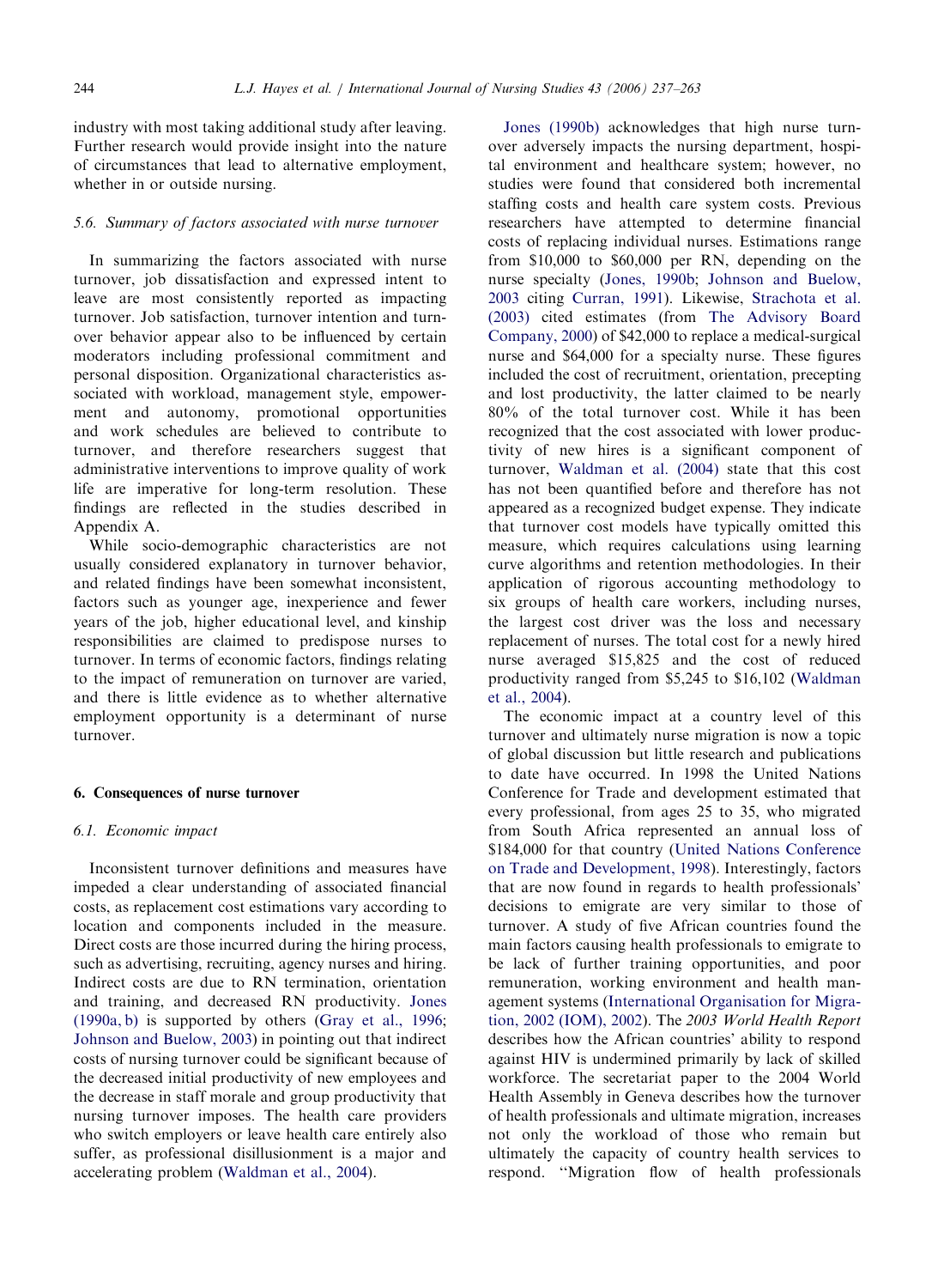industry with most taking additional study after leaving. Further research would provide insight into the nature of circumstances that lead to alternative employment, whether in or outside nursing.

### 5.6. Summary of factors associated with nurse turnover

In summarizing the factors associated with nurse turnover, job dissatisfaction and expressed intent to leave are most consistently reported as impacting turnover. Job satisfaction, turnover intention and turnover behavior appear also to be influenced by certain moderators including professional commitment and personal disposition. Organizational characteristics associated with workload, management style, empowerment and autonomy, promotional opportunities and work schedules are believed to contribute to turnover, and therefore researchers suggest that administrative interventions to improve quality of work life are imperative for long-term resolution. These findings are reflected in the studies described in Appendix A.

While socio-demographic characteristics are not usually considered explanatory in turnover behavior, and related findings have been somewhat inconsistent, factors such as younger age, inexperience and fewer years of the job, higher educational level, and kinship responsibilities are claimed to predispose nurses to turnover. In terms of economic factors, findings relating to the impact of remuneration on turnover are varied, and there is little evidence as to whether alternative employment opportunity is a determinant of nurse turnover.

## 6. Consequences of nurse turnover

### 6.1. Economic impact

Inconsistent turnover definitions and measures have impeded a clear understanding of associated financial costs, as replacement cost estimations vary according to location and components included in the measure. Direct costs are those incurred during the hiring process, such as advertising, recruiting, agency nurses and hiring. Indirect costs are due to RN termination, orientation and training, and decreased RN productivity. Jones (1990a, b) is supported by others (Gray et al., 1996; Johnson and Buelow, 2003) in pointing out that indirect costs of nursing turnover could be significant because of the decreased initial productivity of new employees and the decrease in staff morale and group productivity that nursing turnover imposes. The health care providers who switch employers or leave health care entirely also suffer, as professional disillusionment is a major and accelerating problem (Waldman et al., 2004).

Jones (1990b) acknowledges that high nurse turnover adversely impacts the nursing department, hospital environment and healthcare system; however, no studies were found that considered both incremental staffing costs and health care system costs. Previous researchers have attempted to determine financial costs of replacing individual nurses. Estimations range from $10,000 to $60,000 per RN, depending on the nurse specialty (Jones, 1990b; Johnson and Buelow, 2003 citing Curran, 1991). Likewise, Strachota et al. (2003) cited estimates (from The Advisory Board Company, 2000) of $42,000 to replace a medical-surgical nurse and $64,000 for a specialty nurse. These figures included the cost of recruitment, orientation, precepting and lost productivity, the latter claimed to be nearly 80% of the total turnover cost. While it has been recognized that the cost associated with lower productivity of new hires is a significant component of turnover, Waldman et al. (2004) state that this cost has not been quantified before and therefore has not appeared as a recognized budget expense. They indicate that turnover cost models have typically omitted this measure, which requires calculations using learning curve algorithms and retention methodologies. In their application of rigorous accounting methodology to six groups of health care workers, including nurses, the largest cost driver was the loss and necessary replacement of nurses. The total cost for a newly hired nurse averaged $15,825 and the cost of reduced productivity ranged from $5,245 to $16,102 (Waldman et al., 2004).

The economic impact at a country level of this turnover and ultimately nurse migration is now a topic of global discussion but little research and publications to date have occurred. In 1998 the United Nations Conference for Trade and development estimated that every professional, from ages 25 to 35, who migrated from South Africa represented an annual loss of $184,000 for that country (United Nations Conference on Trade and Development, 1998). Interestingly, factors that are now found in regards to health professionals' decisions to emigrate are very similar to those of turnover. A study of five African countries found the main factors causing health professionals to emigrate to be lack of further training opportunities, and poor remuneration, working environment and health management systems (International Organisation for Migration, 2002 (IOM), 2002). The *2003 World Health Report* describes how the African countries' ability to respond against HIV is undermined primarily by lack of skilled workforce. The secretariat paper to the 2004 World Health Assembly in Geneva describes how the turnover of health professionals and ultimate migration, increases not only the workload of those who remain but ultimately the capacity of country health services to respond. "Migration flow of health professionals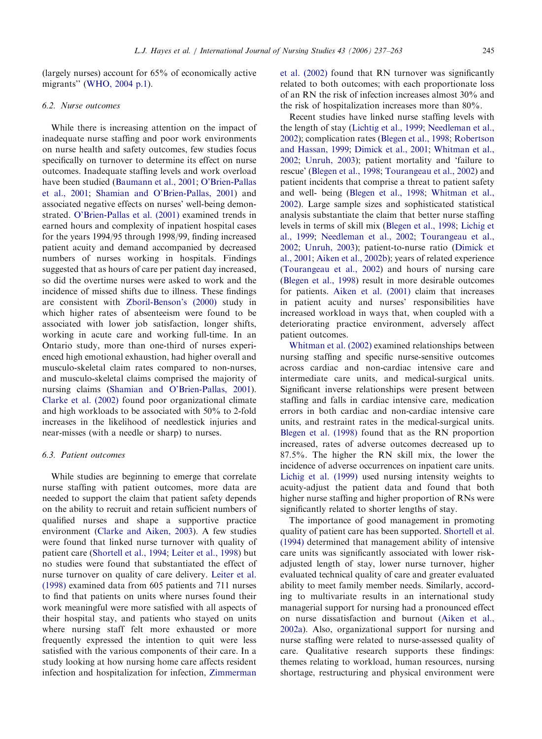(largely nurses) account for 65% of economically active migrants" (WHO, 2004 p.1).

### 6.2. Nurse outcomes

While there is increasing attention on the impact of inadequate nurse staffing and poor work environments on nurse health and safety outcomes, few studies focus specifically on turnover to determine its effect on nurse outcomes. Inadequate staffing levels and work overload have been studied (Baumann et al., 2001; O'Brien-Pallas et al., 2001; Shamian and O'Brien-Pallas, 2001) and associated negative effects on nurses' well-being demonstrated. O'Brien-Pallas et al. (2001) examined trends in earned hours and complexity of inpatient hospital cases for the years 1994/95 through 1998/99, finding increased patient acuity and demand accompanied by decreased numbers of nurses working in hospitals. Findings suggested that as hours of care per patient day increased, so did the overtime nurses were asked to work and the incidence of missed shifts due to illness. These findings are consistent with Zboril-Benson's (2000) study in which higher rates of absenteeism were found to be associated with lower job satisfaction, longer shifts, working in acute care and working full-time. In an Ontario study, more than one-third of nurses experienced high emotional exhaustion, had higher overall and musculo-skeletal claim rates compared to non-nurses, and musculo-skeletal claims comprised the majority of nursing claims (Shamian and O'Brien-Pallas, 2001). Clarke et al. (2002) found poor organizational climate and high workloads to be associated with 50% to 2-fold increases in the likelihood of needlestick injuries and near-misses (with a needle or sharp) to nurses.

### 6.3. Patient outcomes

While studies are beginning to emerge that correlate nurse staffing with patient outcomes, more data are needed to support the claim that patient safety depends on the ability to recruit and retain sufficient numbers of qualified nurses and shape a supportive practice environment (Clarke and Aiken, 2003). A few studies were found that linked nurse turnover with quality of patient care (Shortell et al., 1994; Leiter et al., 1998) but no studies were found that substantiated the effect of nurse turnover on quality of care delivery. Leiter et al. (1998) examined data from 605 patients and 711 nurses to find that patients on units where nurses found their work meaningful were more satisfied with all aspects of their hospital stay, and patients who stayed on units where nursing staff felt more exhausted or more frequently expressed the intention to quit were less satisfied with the various components of their care. In a study looking at how nursing home care affects resident infection and hospitalization for infection, Zimmerman et al. (2002) found that RN turnover was significantly related to both outcomes; with each proportionate loss of an RN the risk of infection increases almost 30% and the risk of hospitalization increases more than 80%.

Recent studies have linked nurse staffing levels with the length of stay (Lichtig et al., 1999; Needleman et al., 2002); complication rates (Blegen et al., 1998; Robertson and Hassan, 1999; Dimick et al., 2001; Whitman et al., 2002; Unruh, 2003); patient mortality and 'failure to rescue' (Blegen et al., 1998; Tourangeau et al., 2002) and patient incidents that comprise a threat to patient safety and well- being (Blegen et al., 1998; Whitman et al., 2002). Large sample sizes and sophisticated statistical analysis substantiate the claim that better nurse staffing levels in terms of skill mix (Blegen et al., 1998; Lichig et al., 1999; Needleman et al., 2002; Tourangeau et al., 2002; Unruh, 2003); patient-to-nurse ratio (Dimick et al., 2001; Aiken et al., 2002b); years of related experience (Tourangeau et al., 2002) and hours of nursing care (Blegen et al., 1998) result in more desirable outcomes for patients. Aiken et al. (2001) claim that increases in patient acuity and nurses' responsibilities have increased workload in ways that, when coupled with a deteriorating practice environment, adversely affect patient outcomes.

Whitman et al. (2002) examined relationships between nursing staffing and specific nurse-sensitive outcomes across cardiac and non-cardiac intensive care and intermediate care units, and medical-surgical units. Significant inverse relationships were present between staffing and falls in cardiac intensive care, medication errors in both cardiac and non-cardiac intensive care units, and restraint rates in the medical-surgical units. Blegen et al. (1998) found that as the RN proportion increased, rates of adverse outcomes decreased up to 87.5%. The higher the RN skill mix, the lower the incidence of adverse occurrences on inpatient care units. Lichig et al. (1999) used nursing intensity weights to acuity-adjust the patient data and found that both higher nurse staffing and higher proportion of RNs were significantly related to shorter lengths of stay.

The importance of good management in promoting quality of patient care has been supported. Shortell et al. (1994) determined that management ability of intensive care units was significantly associated with lower risk-adjusted length of stay, lower nurse turnover, higher evaluated technical quality of care and greater evaluated ability to meet family member needs. Similarly, according to multivariate results in an international study managerial support for nursing had a pronounced effect on nurse dissatisfaction and burnout (Aiken et al., 2002a). Also, organizational support for nursing and nurse staffing were related to nurse-assessed quality of care. Qualitative research supports these findings: themes relating to workload, human resources, nursing shortage, restructuring and physical environment were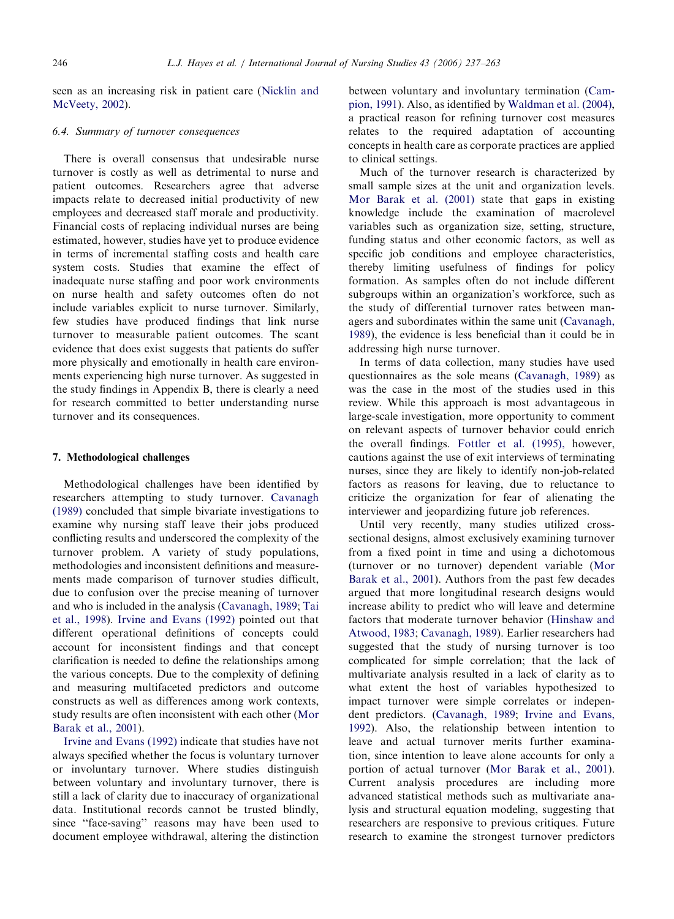seen as an increasing risk in patient care (Nicklin and McVeety, 2002).

### 6.4. Summary of turnover consequences

There is overall consensus that undesirable nurse turnover is costly as well as detrimental to nurse and patient outcomes. Researchers agree that adverse impacts relate to decreased initial productivity of new employees and decreased staff morale and productivity. Financial costs of replacing individual nurses are being estimated, however, studies have yet to produce evidence in terms of incremental staffing costs and health care system costs. Studies that examine the effect of inadequate nurse staffing and poor work environments on nurse health and safety outcomes often do not include variables explicit to nurse turnover. Similarly, few studies have produced findings that link nurse turnover to measurable patient outcomes. The scant evidence that does exist suggests that patients do suffer more physically and emotionally in health care environments experiencing high nurse turnover. As suggested in the study findings in Appendix B, there is clearly a need for research committed to better understanding nurse turnover and its consequences.

## 7. Methodological challenges

Methodological challenges have been identified by researchers attempting to study turnover. Cavanagh (1989) concluded that simple bivariate investigations to examine why nursing staff leave their jobs produced conflicting results and underscored the complexity of the turnover problem. A variety of study populations, methodologies and inconsistent definitions and measurements made comparison of turnover studies difficult, due to confusion over the precise meaning of turnover and who is included in the analysis (Cavanagh, 1989; Tai et al., 1998). Irvine and Evans (1992) pointed out that different operational definitions of concepts could account for inconsistent findings and that concept clarification is needed to define the relationships among the various concepts. Due to the complexity of defining and measuring multifaceted predictors and outcome constructs as well as differences among work contexts, study results are often inconsistent with each other (Mor Barak et al., 2001).

Irvine and Evans (1992) indicate that studies have not always specified whether the focus is voluntary turnover or involuntary turnover. Where studies distinguish between voluntary and involuntary turnover, there is still a lack of clarity due to inaccuracy of organizational data. Institutional records cannot be trusted blindly, since "face-saving" reasons may have been used to document employee withdrawal, altering the distinction between voluntary and involuntary termination (Campion, 1991). Also, as identified by Waldman et al. (2004), a practical reason for refining turnover cost measures relates to the required adaptation of accounting concepts in health care as corporate practices are applied to clinical settings.

Much of the turnover research is characterized by small sample sizes at the unit and organization levels. Mor Barak et al. (2001) state that gaps in existing knowledge include the examination of macrolevel variables such as organization size, setting, structure, funding status and other economic factors, as well as specific job conditions and employee characteristics, thereby limiting usefulness of findings for policy formation. As samples often do not include different subgroups within an organization's workforce, such as the study of differential turnover rates between managers and subordinates within the same unit (Cavanagh, 1989), the evidence is less beneficial than it could be in addressing high nurse turnover.

In terms of data collection, many studies have used questionnaires as the sole means (Cavanagh, 1989) as was the case in the most of the studies used in this review. While this approach is most advantageous in large-scale investigation, more opportunity to comment on relevant aspects of turnover behavior could enrich the overall findings. Fottler et al. (1995), however, cautions against the use of exit interviews of terminating nurses, since they are likely to identify non-job-related factors as reasons for leaving, due to reluctance to criticize the organization for fear of alienating the interviewer and jeopardizing future job references.

Until very recently, many studies utilized cross-sectional designs, almost exclusively examining turnover from a fixed point in time and using a dichotomous (turnover or no turnover) dependent variable (Mor Barak et al., 2001). Authors from the past few decades argued that more longitudinal research designs would increase ability to predict who will leave and determine factors that moderate turnover behavior (Hinshaw and Atwood, 1983; Cavanagh, 1989). Earlier researchers had suggested that the study of nursing turnover is too complicated for simple correlation; that the lack of multivariate analysis resulted in a lack of clarity as to what extent the host of variables hypothesized to impact turnover were simple correlates or independent predictors. (Cavanagh, 1989; Irvine and Evans, 1992). Also, the relationship between intention to leave and actual turnover merits further examination, since intention to leave alone accounts for only a portion of actual turnover (Mor Barak et al., 2001). Current analysis procedures are including more advanced statistical methods such as multivariate analysis and structural equation modeling, suggesting that researchers are responsive to previous critiques. Future research to examine the strongest turnover predictors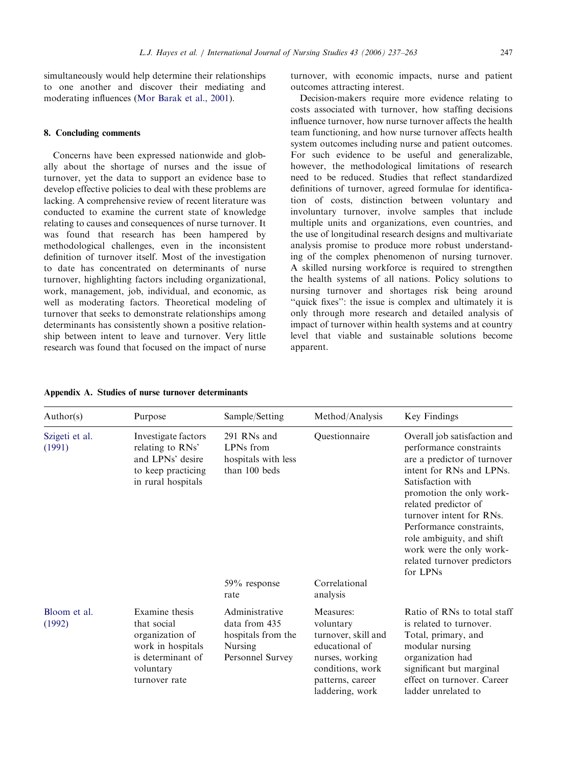simultaneously would help determine their relationships to one another and discover their mediating and moderating influences (Mor Barak et al., 2001).

## 8. Concluding comments

Concerns have been expressed nationwide and globally about the shortage of nurses and the issue of turnover, yet the data to support an evidence base to develop effective policies to deal with these problems are lacking. A comprehensive review of recent literature was conducted to examine the current state of knowledge relating to causes and consequences of nurse turnover. It was found that research has been hampered by methodological challenges, even in the inconsistent definition of turnover itself. Most of the investigation to date has concentrated on determinants of nurse turnover, highlighting factors including organizational, work, management, job, individual, and economic, as well as moderating factors. Theoretical modeling of turnover that seeks to demonstrate relationships among determinants has consistently shown a positive relationship between intent to leave and turnover. Very little research was found that focused on the impact of nurse turnover, with economic impacts, nurse and patient outcomes attracting interest.

Decision-makers require more evidence relating to costs associated with turnover, how staffing decisions influence turnover, how nurse turnover affects the health team functioning, and how nurse turnover affects health system outcomes including nurse and patient outcomes. For such evidence to be useful and generalizable, however, the methodological limitations of research need to be reduced. Studies that reflect standardized definitions of turnover, agreed formulae for identification of costs, distinction between voluntary and involuntary turnover, involve samples that include multiple units and organizations, even countries, and the use of longitudinal research designs and multivariate analysis promise to produce more robust understanding of the complex phenomenon of nursing turnover. A skilled nursing workforce is required to strengthen the health systems of all nations. Policy solutions to nursing turnover and shortages risk being around "quick fixes": the issue is complex and ultimately it is only through more research and detailed analysis of impact of turnover within health systems and at country level that viable and sustainable solutions become apparent.

## Appendix A. Studies of nurse turnover determinants

| Author(s) | Purpose | Sample/Setting | Method/Analysis | Key Findings |
|---|---|---|---|---|
| Szigeti et al. (1991) | Investigate factors relating to RNs' and LPNs' desire to keep practicing in rural hospitals | 291 RNs and LPNs from hospitals with less than 100 beds<br>59% response rate | Questionnaire<br>Correlational analysis | Overall job satisfaction and performance constraints are a predictor of turnover intent for RNs and LPNs. Satisfaction with promotion the only work-related predictor of turnover intent for RNs. Performance constraints, role ambiguity, and shift work were the only work-related turnover predictors for LPNs |
| Bloom et al. (1992) | Examine thesis that social organization of work in hospitals is determinant of voluntary turnover rate | Administrative data from 435 hospitals from the Nursing Personnel Survey | Measures: voluntary turnover, skill and educational of nurses, working conditions, work patterns, career laddering, work | Ratio of RNs to total staff is related to turnover. Total, primary, and modular nursing organization had significant but marginal effect on turnover. Career ladder unrelated to |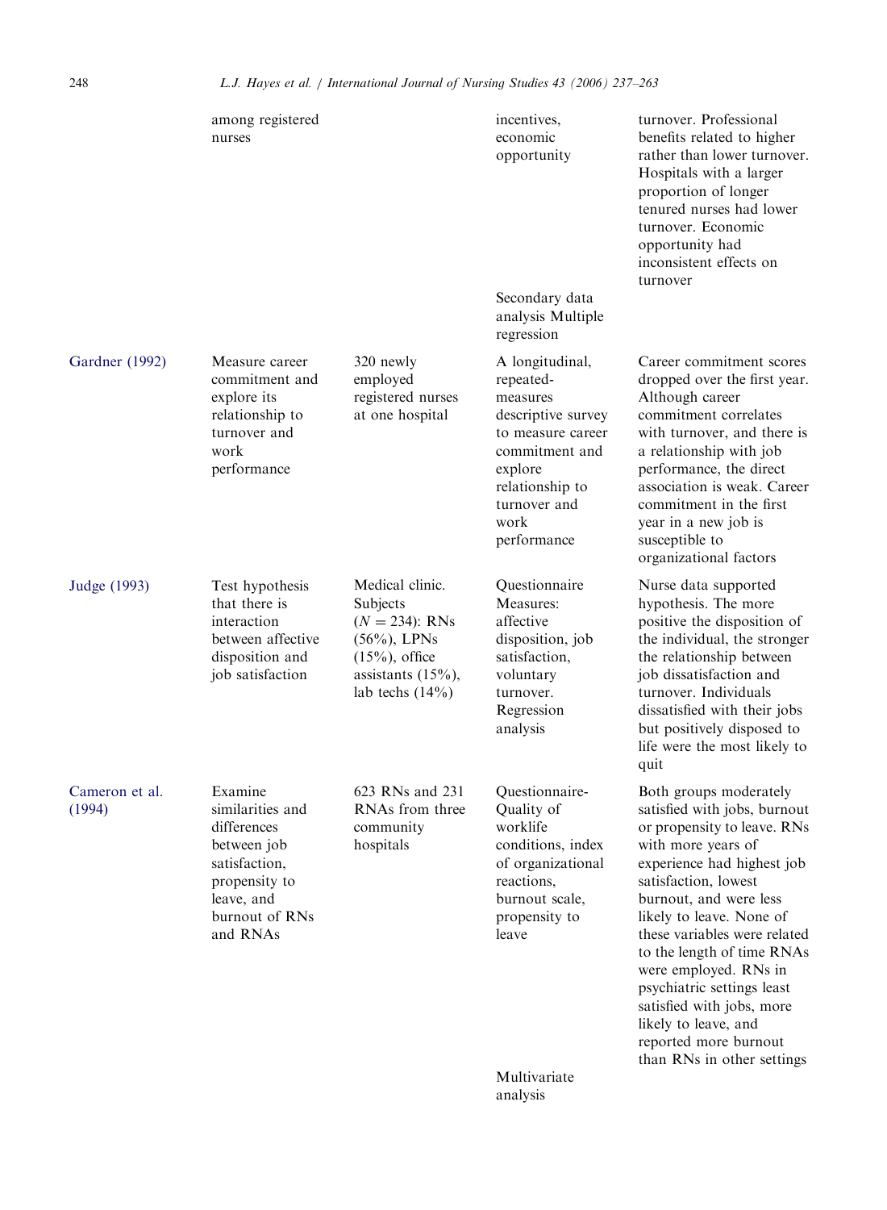| | among registered nurses | | incentives, economic opportunity<br><br>Secondary data analysis Multiple regression | turnover. Professional benefits related to higher rather than lower turnover. Hospitals with a larger proportion of longer tenured nurses had lower turnover. Economic opportunity had inconsistent effects on turnover |
|---|---|---|---|---|
| Gardner (1992) | Measure career commitment and explore its relationship to turnover and work performance | 320 newly employed registered nurses at one hospital | A longitudinal, repeated-measures descriptive survey to measure career commitment and explore relationship to turnover and work performance | Career commitment scores dropped over the first year. Although career commitment correlates with turnover, and there is a relationship with job performance, the direct association is weak. Career commitment in the first year in a new job is susceptible to organizational factors |
| Judge (1993) | Test hypothesis that there is interaction between affective disposition and job satisfaction | Medical clinic. Subjects ($N = 234$): RNs (56%), LPNs (15%), office assistants (15%), lab techs (14%) | Questionnaire Measures: affective disposition, job satisfaction, voluntary turnover. Regression analysis | Nurse data supported hypothesis. The more positive the disposition of the individual, the stronger the relationship between job dissatisfaction and turnover. Individuals dissatisfied with their jobs but positively disposed to life were the most likely to quit |
| Cameron et al. (1994) | Examine similarities and differences between job satisfaction, propensity to leave, and burnout of RNs and RNAs | 623 RNs and 231 RNAs from three community hospitals | Questionnaire-Quality of worklife conditions, index of organizational reactions, burnout scale, propensity to leave<br><br>Multivariate analysis | Both groups moderately satisfied with jobs, burnout or propensity to leave. RNs with more years of experience had highest job satisfaction, lowest burnout, and were less likely to leave. None of these variables were related to the length of time RNAs were employed. RNs in psychiatric settings least satisfied with jobs, more likely to leave, and reported more burnout than RNs in other settings |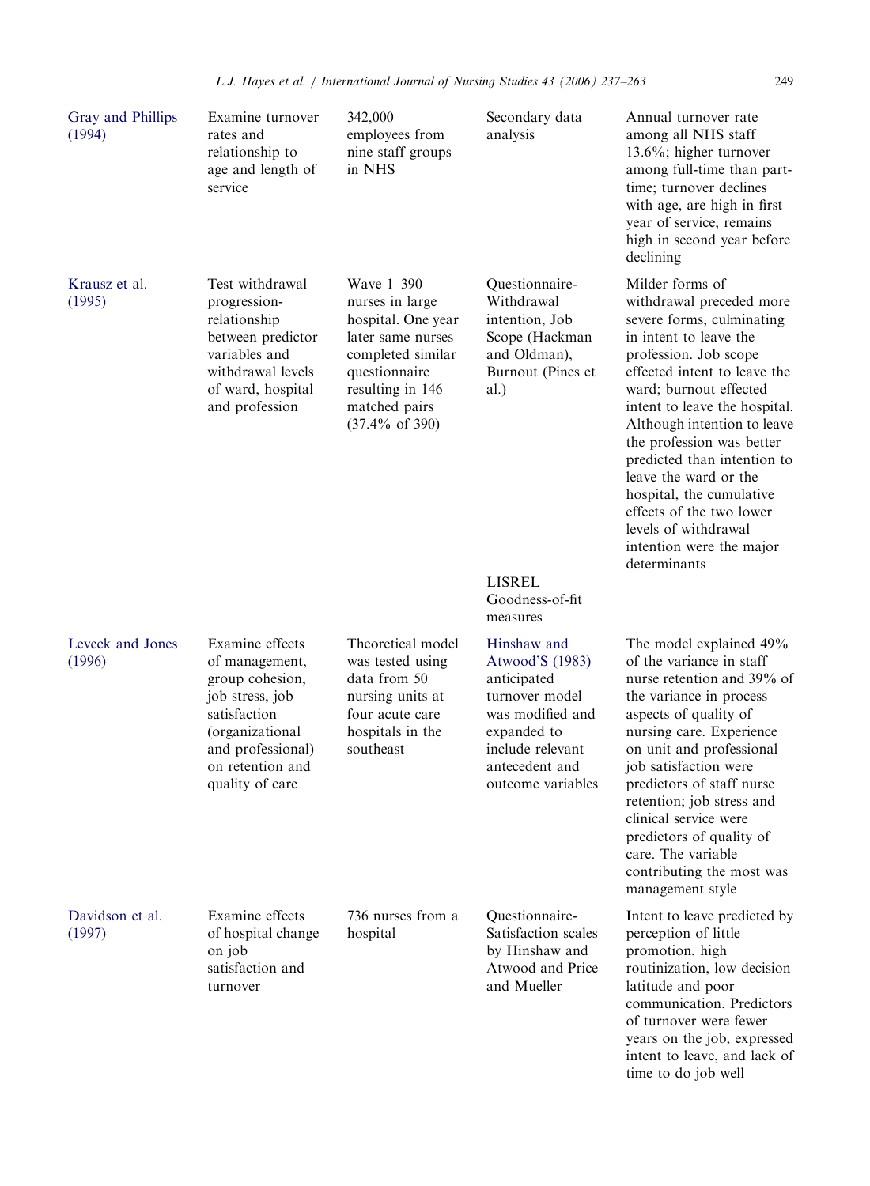| | | | | |
|---|---|---|---|---|
| Gray and Phillips (1994) | Examine turnover rates and relationship to age and length of service | 342,000 employees from nine staff groups in NHS | Secondary data analysis | Annual turnover rate among all NHS staff 13.6%; higher turnover among full-time than part-time; turnover declines with age, are high in first year of service, remains high in second year before declining |
| Krausz et al. (1995) | Test withdrawal progression-relationship between predictor variables and withdrawal levels of ward, hospital and profession | Wave 1–390 nurses in large hospital. One year later same nurses completed similar questionnaire resulting in 146 matched pairs (37.4% of 390) | Questionnaire-Withdrawal intention, Job Scope (Hackman and Oldman), Burnout (Pines et al.)<br><br>LISREL Goodness-of-fit measures | Milder forms of withdrawal preceded more severe forms, culminating in intent to leave the profession. Job scope effected intent to leave the ward; burnout effected intent to leave the hospital. Although intention to leave the profession was better predicted than intention to leave the ward or the hospital, the cumulative effects of the two lower levels of withdrawal intention were the major determinants |
| Leveck and Jones (1996) | Examine effects of management, group cohesion, job stress, job satisfaction (organizational and professional) on retention and quality of care | Theoretical model was tested using data from 50 nursing units at four acute care hospitals in the southeast | Hinshaw and Atwood'S (1983) anticipated turnover model was modified and expanded to include relevant antecedent and outcome variables | The model explained 49% of the variance in staff nurse retention and 39% of the variance in process aspects of quality of nursing care. Experience on unit and professional job satisfaction were predictors of staff nurse retention; job stress and clinical service were predictors of quality of care. The variable contributing the most was management style |
| Davidson et al. (1997) | Examine effects of hospital change on job satisfaction and turnover | 736 nurses from a hospital | Questionnaire-Satisfaction scales by Hinshaw and Atwood and Price and Mueller | Intent to leave predicted by perception of little promotion, high routinization, low decision latitude and poor communication. Predictors of turnover were fewer years on the job, expressed intent to leave, and lack of time to do job well |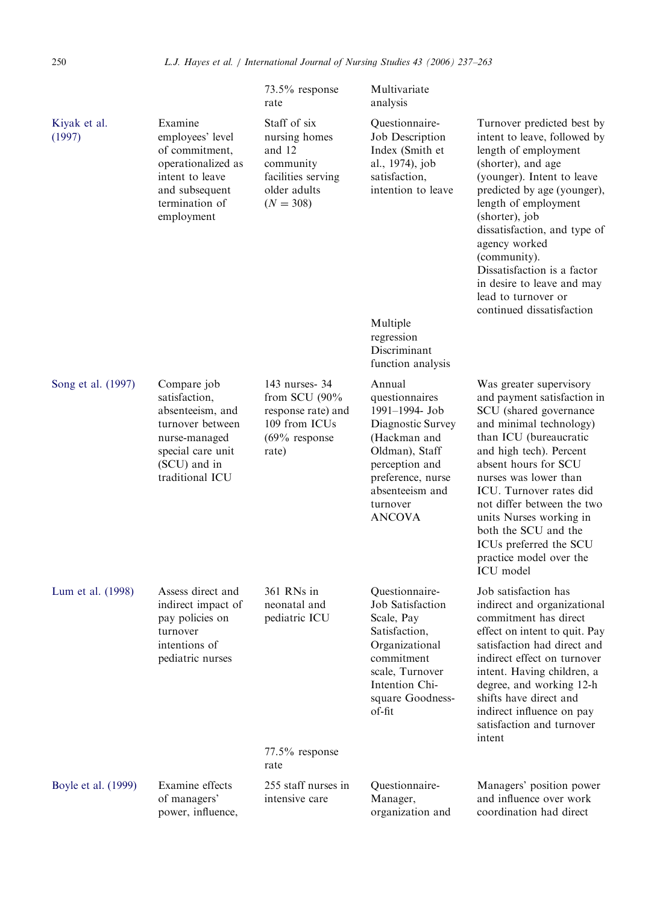| | | | | |
|---|---|---|---|---|
| | | 73.5% response rate | Multivariate analysis | |
| Kiyak et al. (1997) | Examine employees' level of commitment, operationalized as intent to leave and subsequent termination of employment | Staff of six nursing homes and 12 community facilities serving older adults ($N = 308$) | Questionnaire- Job Description Index (Smith et al., 1974), job satisfaction, intention to leave | Turnover predicted best by intent to leave, followed by length of employment (shorter), and age (younger). Intent to leave predicted by age (younger), length of employment (shorter), job dissatisfaction, and type of agency worked (community). Dissatisfaction is a factor in desire to leave and may lead to turnover or continued dissatisfaction |
| | | | Multiple regression Discriminant function analysis | |
| Song et al. (1997) | Compare job satisfaction, absenteeism, and turnover between nurse-managed special care unit (SCU) and in traditional ICU | 143 nurses- 34 from SCU (90% response rate) and 109 from ICUs (69% response rate) | Annual questionnaires 1991–1994- Job Diagnostic Survey (Hackman and Oldman), Staff perception and preference, nurse absenteeism and turnover ANCOVA | Was greater supervisory and payment satisfaction in SCU (shared governance and minimal technology) than ICU (bureaucratic and high tech). Percent absent hours for SCU nurses was lower than ICU. Turnover rates did not differ between the two units Nurses working in both the SCU and the ICUs preferred the SCU practice model over the ICU model |
| Lum et al. (1998) | Assess direct and indirect impact of pay policies on turnover intentions of pediatric nurses | 361 RNs in neonatal and pediatric ICU | Questionnaire- Job Satisfaction Scale, Pay Satisfaction, Organizational commitment scale, Turnover Intention Chi-square Goodness-of-fit | Job satisfaction has indirect and organizational commitment has direct effect on intent to quit. Pay satisfaction had direct and indirect effect on turnover intent. Having children, a degree, and working 12-h shifts have direct and indirect influence on pay satisfaction and turnover intent |
| | | 77.5% response rate | | |
| Boyle et al. (1999) | Examine effects of managers' power, influence, | 255 staff nurses in intensive care | Questionnaire- Manager, organization and | Managers' position power and influence over work coordination had direct |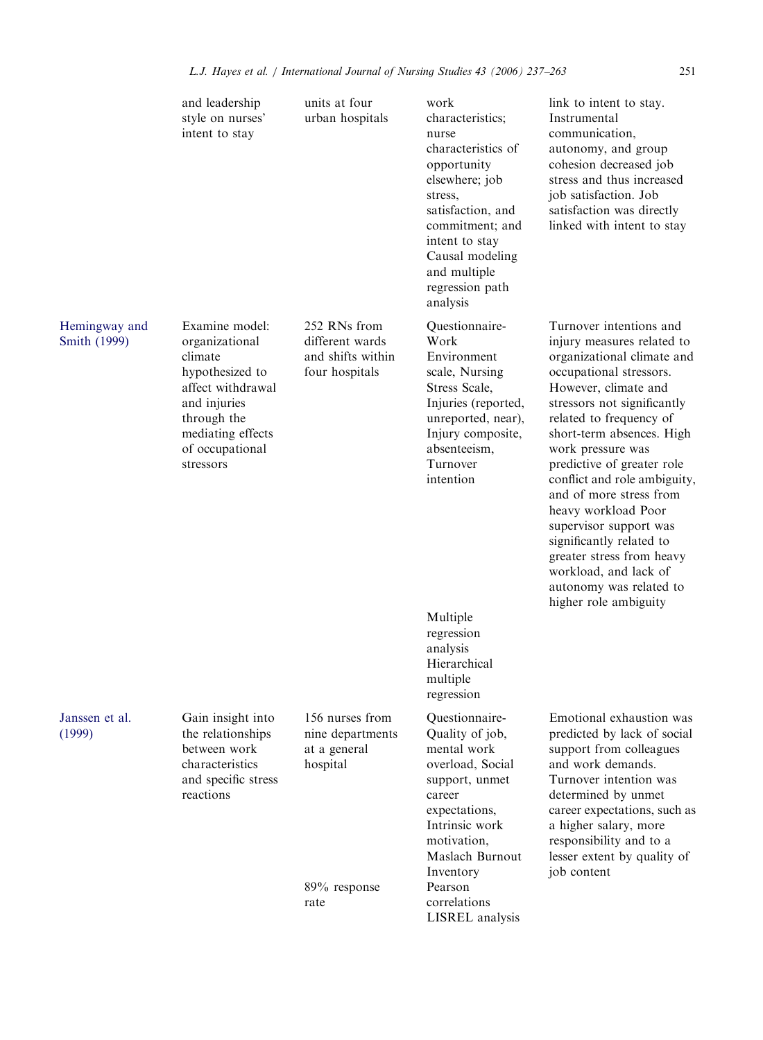| | | | | |
|---|---|---|---|---|
| | and leadership style on nurses' intent to stay | units at four urban hospitals | work characteristics; nurse characteristics of opportunity elsewhere; job stress, satisfaction, and commitment; and intent to stay Causal modeling and multiple regression path analysis | link to intent to stay. Instrumental communication, autonomy, and group cohesion decreased job stress and thus increased job satisfaction. Job satisfaction was directly linked with intent to stay |
| Hemingway and Smith (1999) | Examine model: organizational climate hypothesized to affect withdrawal and injuries through the mediating effects of occupational stressors | 252 RNs from different wards and shifts within four hospitals | Questionnaire-Work Environment scale, Nursing Stress Scale, Injuries (reported, unreported, near), Injury composite, absenteeism, Turnover intention Multiple regression analysis Hierarchical multiple regression | Turnover intentions and injury measures related to organizational climate and occupational stressors. However, climate and stressors not significantly related to frequency of short-term absences. High work pressure was predictive of greater role conflict and role ambiguity, and of more stress from heavy workload Poor supervisor support was significantly related to greater stress from heavy workload, and lack of autonomy was related to higher role ambiguity |
| Janssen et al. (1999) | Gain insight into the relationships between work characteristics and specific stress reactions | 156 nurses from nine departments at a general hospital 89% response rate | Questionnaire-Quality of job, mental work overload, Social support, unmet career expectations, Intrinsic work motivation, Maslach Burnout Inventory Pearson correlations LISREL analysis | Emotional exhaustion was predicted by lack of social support from colleagues and work demands. Turnover intention was determined by unmet career expectations, such as a higher salary, more responsibility and to a lesser extent by quality of job content |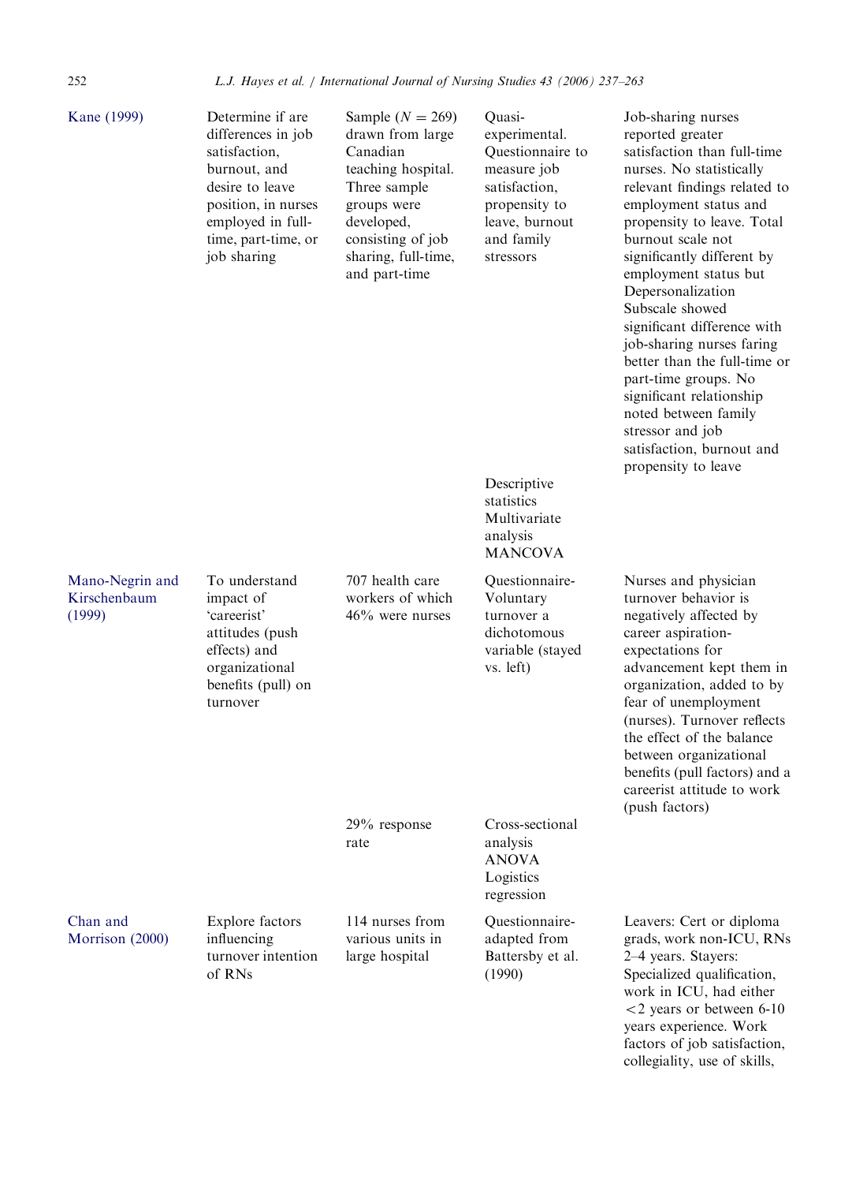| | | | | |
|---|---|---|---|---|
| Kane (1999) | Determine if are differences in job satisfaction, burnout, and desire to leave position, in nurses employed in full-time, part-time, or job sharing | Sample ($N = 269$) drawn from large Canadian teaching hospital. Three sample groups were developed, consisting of job sharing, full-time, and part-time | Quasi-experimental. Questionnaire to measure job satisfaction, propensity to leave, burnout and family stressors<br><br>Descriptive statistics Multivariate analysis MANCOVA | Job-sharing nurses reported greater satisfaction than full-time nurses. No statistically relevant findings related to employment status and propensity to leave. Total burnout scale not significantly different by employment status but Depersonalization Subscale showed significant difference with job-sharing nurses faring better than the full-time or part-time groups. No significant relationship noted between family stressor and job satisfaction, burnout and propensity to leave |
| Mano-Negrin and Kirschenbaum (1999) | To understand impact of 'careerist' attitudes (push effects) and organizational benefits (pull) on turnover | 707 health care workers of which 46% were nurses<br><br>29% response rate | Questionnaire-Voluntary turnover a dichotomous variable (stayed vs. left)<br><br>Cross-sectional analysis ANOVA Logistics regression | Nurses and physician turnover behavior is negatively affected by career aspiration-expectations for advancement kept them in organization, added to by fear of unemployment (nurses). Turnover reflects the effect of the balance between organizational benefits (pull factors) and a careerist attitude to work (push factors) |
| Chan and Morrison (2000) | Explore factors influencing turnover intention of RNs | 114 nurses from various units in large hospital | Questionnaire-adapted from Battersby et al. (1990) | Leavers: Cert or diploma grads, work non-ICU, RNs 2–4 years. Stayers: Specialized qualification, work in ICU, had either <2 years or between 6-10 years experience. Work factors of job satisfaction, collegiality, use of skills, |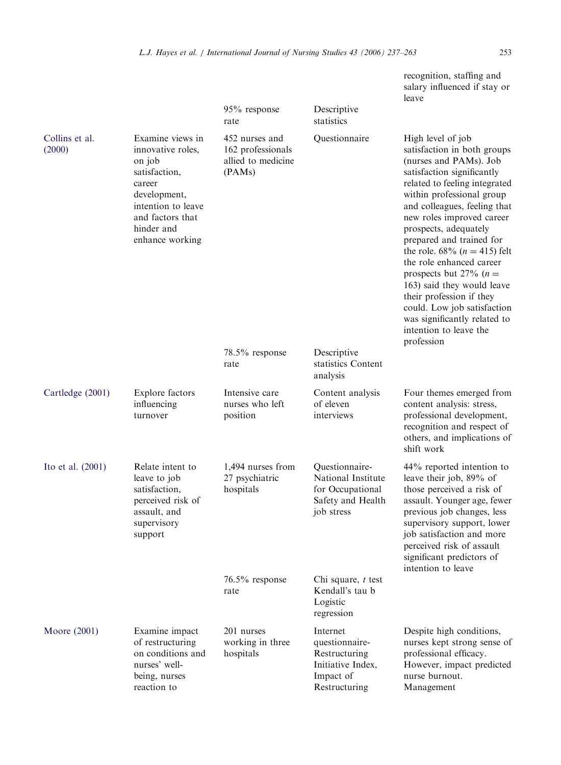| | | | | recognition, staffing and salary influenced if stay or leave |
|---|---|---|---|---|
| | | 95% response rate | Descriptive statistics | |
| Collins et al. (2000) | Examine views in innovative roles, on job satisfaction, career development, intention to leave and factors that hinder and enhance working | 452 nurses and 162 professionals allied to medicine (PAMs) | Questionnaire | High level of job satisfaction in both groups (nurses and PAMs). Job satisfaction significantly related to feeling integrated within professional group and colleagues, feeling that new roles improved career prospects, adequately prepared and trained for the role. 68% ($n = 415$) felt the role enhanced career prospects but 27% ($n = 163$) said they would leave their profession if they could. Low job satisfaction was significantly related to intention to leave the profession |
| | | 78.5% response rate | Descriptive statistics Content analysis | |
| Cartledge (2001) | Explore factors influencing turnover | Intensive care nurses who left position | Content analysis of eleven interviews | Four themes emerged from content analysis: stress, professional development, recognition and respect of others, and implications of shift work |
| Ito et al. (2001) | Relate intent to leave to job satisfaction, perceived risk of assault, and supervisory support | 1,494 nurses from 27 psychiatric hospitals | Questionnaire-National Institute for Occupational Safety and Health job stress | 44% reported intention to leave their job, 89% of those perceived a risk of assault. Younger age, fewer previous job changes, less supervisory support, lower job satisfaction and more perceived risk of assault significant predictors of intention to leave |
| | | 76.5% response rate | Chi square, $t$ test Kendall's tau b Logistic regression | |
| Moore (2001) | Examine impact of restructuring on conditions and nurses' well-being, nurses reaction to | 201 nurses working in three hospitals | Internet questionnaire-Restructuring Initiative Index, Impact of Restructuring | Despite high conditions, nurses kept strong sense of professional efficacy. However, impact predicted nurse burnout. Management |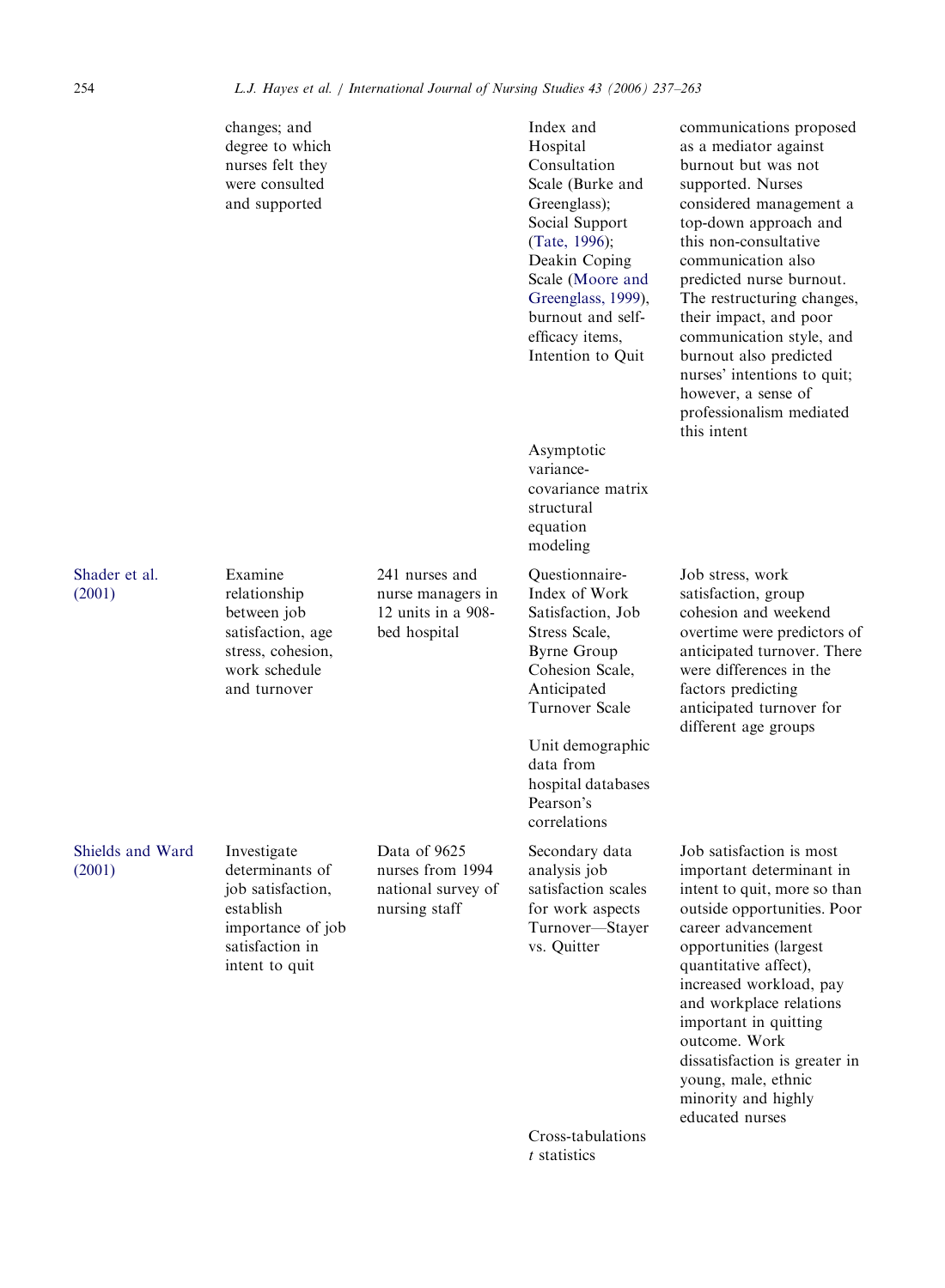| | | | | |
|---|---|---|---|---|
| | changes; and degree to which nurses felt they were consulted and supported | | Index and Hospital Consultation Scale (Burke and Greenglass); Social Support (Tate, 1996); Deakin Coping Scale (Moore and Greenglass, 1999), burnout and self-efficacy items, Intention to Quit<br><br>Asymptotic variance-covariance matrix structural equation modeling | communications proposed as a mediator against burnout but was not supported. Nurses considered management a top-down approach and this non-consultative communication also predicted nurse burnout. The restructuring changes, their impact, and poor communication style, and burnout also predicted nurses' intentions to quit; however, a sense of professionalism mediated this intent |
| Shader et al. (2001) | Examine relationship between job satisfaction, age stress, cohesion, work schedule and turnover | 241 nurses and nurse managers in 12 units in a 908-bed hospital | Questionnaire-Index of Work Satisfaction, Job Stress Scale, Byrne Group Cohesion Scale, Anticipated Turnover Scale<br><br>Unit demographic data from hospital databases Pearson's correlations | Job stress, work satisfaction, group cohesion and weekend overtime were predictors of anticipated turnover. There were differences in the factors predicting anticipated turnover for different age groups |
| Shields and Ward (2001) | Investigate determinants of job satisfaction, establish importance of job satisfaction in intent to quit | Data of 9625 nurses from 1994 national survey of nursing staff | Secondary data analysis job satisfaction scales for work aspects Turnover—Stayer vs. Quitter<br><br>Cross-tabulations *t* statistics | Job satisfaction is most important determinant in intent to quit, more so than outside opportunities. Poor career advancement opportunities (largest quantitative affect), increased workload, pay and workplace relations important in quitting outcome. Work dissatisfaction is greater in young, male, ethnic minority and highly educated nurses |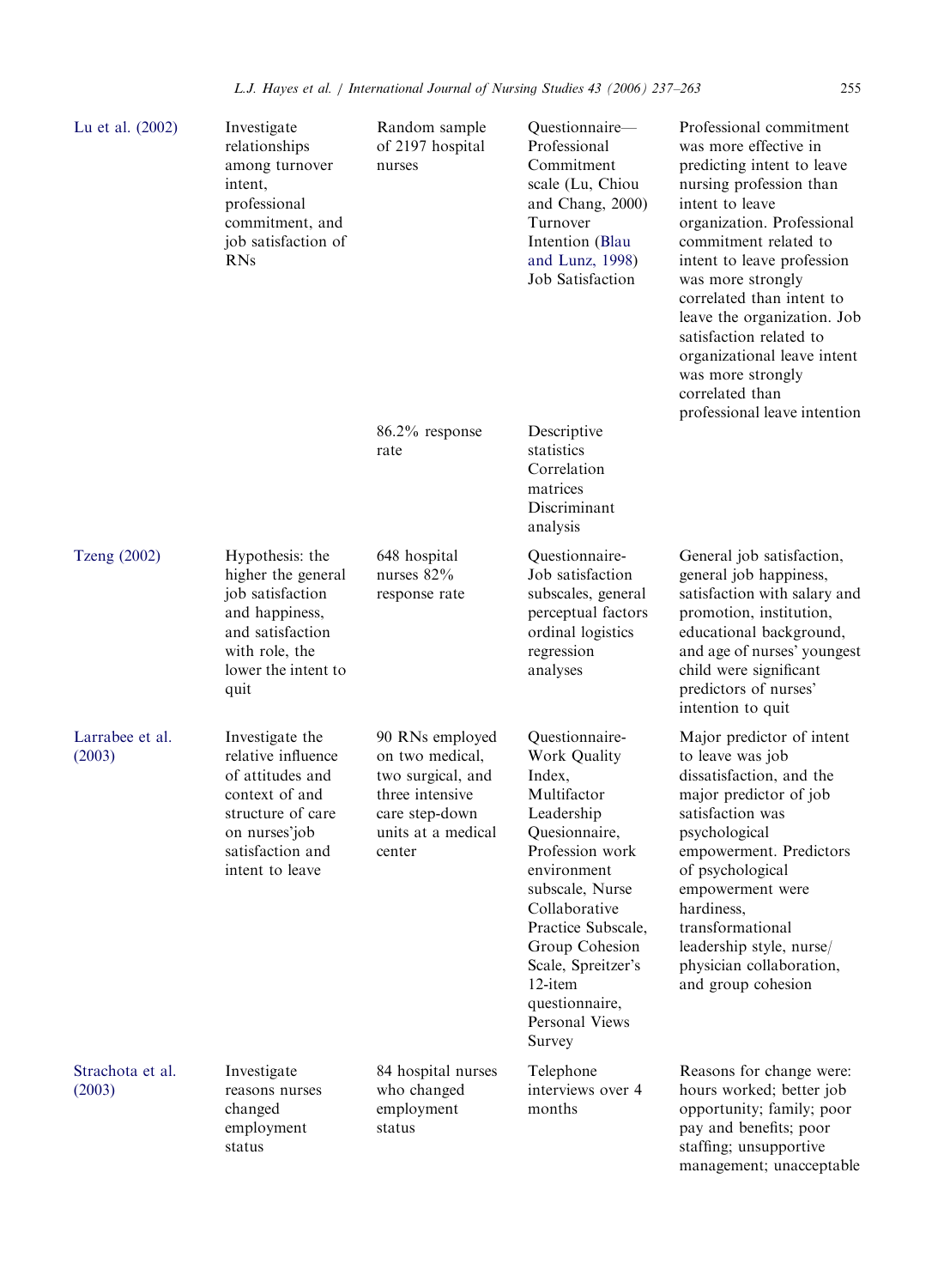| | | | | |
|---|---|---|---|---|
| Lu et al. (2002) | Investigate relationships among turnover intent, professional commitment, and job satisfaction of RNs | Random sample of 2197 hospital nurses 86.2% response rate | Questionnaire—Professional Commitment scale (Lu, Chiou and Chang, 2000) Turnover Intention (Blau and Lunz, 1998) Job Satisfaction Descriptive statistics Correlation matrices Discriminant analysis | Professional commitment was more effective in predicting intent to leave nursing profession than intent to leave organization. Professional commitment related to intent to leave profession was more strongly correlated than intent to leave the organization. Job satisfaction related to organizational leave intent was more strongly correlated than professional leave intention |
| Tzeng (2002) | Hypothesis: the higher the general job satisfaction and happiness, and satisfaction with role, the lower the intent to quit | 648 hospital nurses 82% response rate | Questionnaire-Job satisfaction subscales, general perceptual factors ordinal logistics regression analyses | General job satisfaction, general job happiness, satisfaction with salary and promotion, institution, educational background, and age of nurses' youngest child were significant predictors of nurses' intention to quit |
| Larrabee et al. (2003) | Investigate the relative influence of attitudes and context of and structure of care on nurses'job satisfaction and intent to leave | 90 RNs employed on two medical, two surgical, and three intensive care step-down units at a medical center | Questionnaire-Work Quality Index, Multifactor Leadership Quesionnaire, Profession work environment subscale, Nurse Collaborative Practice Subscale, Group Cohesion Scale, Spreitzer's 12-item questionnaire, Personal Views Survey | Major predictor of intent to leave was job dissatisfaction, and the major predictor of job satisfaction was psychological empowerment. Predictors of psychological empowerment were hardiness, transformational leadership style, nurse/physician collaboration, and group cohesion |
| Strachota et al. (2003) | Investigate reasons nurses changed employment status | 84 hospital nurses who changed employment status | Telephone interviews over 4 months | Reasons for change were: hours worked; better job opportunity; family; poor pay and benefits; poor staffing; unsupportive management; unacceptable |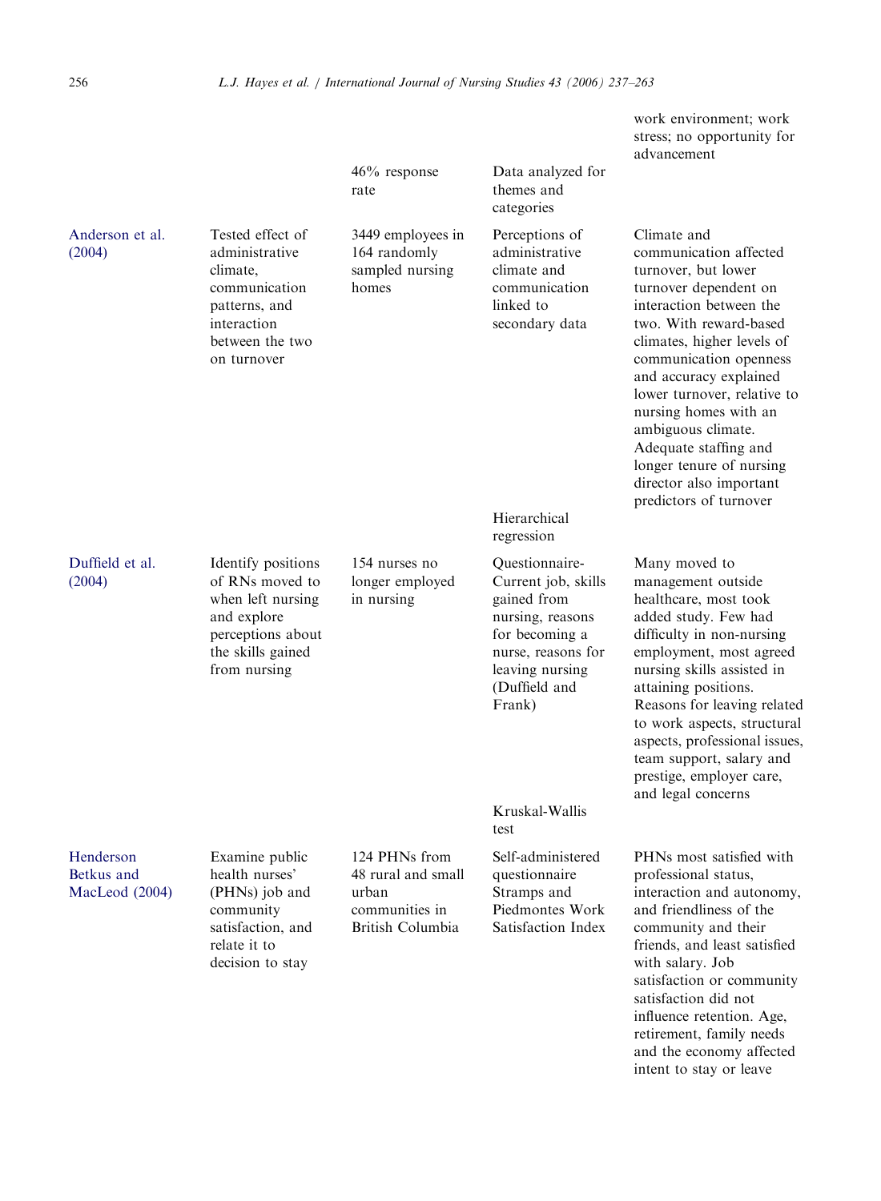| | | | | work environment; work stress; no opportunity for advancement |
|---|---|---|---|---|
| | | 46% response rate | Data analyzed for themes and categories | |
| Anderson et al. (2004) | Tested effect of administrative climate, communication patterns, and interaction between the two on turnover | 3449 employees in 164 randomly sampled nursing homes | Perceptions of administrative climate and communication linked to secondary data | Climate and communication affected turnover, but lower turnover dependent on interaction between the two. With reward-based climates, higher levels of communication openness and accuracy explained lower turnover, relative to nursing homes with an ambiguous climate. Adequate staffing and longer tenure of nursing director also important predictors of turnover |
| | | | Hierarchical regression | |
| Duffield et al. (2004) | Identify positions of RNs moved to when left nursing and explore perceptions about the skills gained from nursing | 154 nurses no longer employed in nursing | Questionnaire-Current job, skills gained from nursing, reasons for becoming a nurse, reasons for leaving nursing (Duffield and Frank) | Many moved to management outside healthcare, most took added study. Few had difficulty in non-nursing employment, most agreed nursing skills assisted in attaining positions. Reasons for leaving related to work aspects, structural aspects, professional issues, team support, salary and prestige, employer care, and legal concerns |
| | | | Kruskal-Wallis test | |
| Henderson Betkus and MacLeod (2004) | Examine public health nurses' (PHNs) job and community satisfaction, and relate it to decision to stay | 124 PHNs from 48 rural and small urban communities in British Columbia | Self-administered questionnaire Stramps and Piedmontes Work Satisfaction Index | PHNs most satisfied with professional status, interaction and autonomy, and friendliness of the community and their friends, and least satisfied with salary. Job satisfaction or community satisfaction did not influence retention. Age, retirement, family needs and the economy affected intent to stay or leave |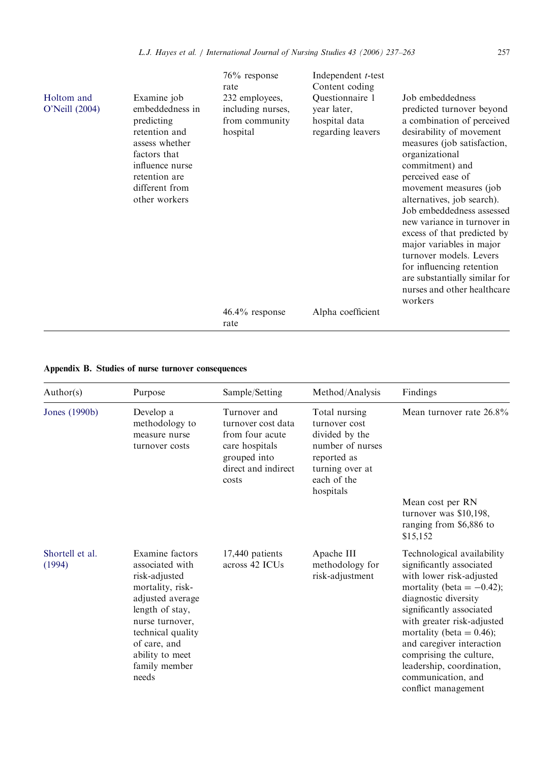|  |  | 76% response rate | Independent *t*-test Content coding |  |
|---|---|---|---|---|
| Holtom and O'Neill (2004) | Examine job embeddedness in predicting retention and assess whether factors that influence nurse retention are different from other workers | 232 employees, including nurses, from community hospital | Questionnaire 1 year later, hospital data regarding leavers | Job embeddedness predicted turnover beyond a combination of perceived desirability of movement measures (job satisfaction, organizational commitment) and perceived ease of movement measures (job alternatives, job search). Job embeddedness assessed new variance in turnover in excess of that predicted by major variables in major turnover models. Levers for influencing retention are substantially similar for nurses and other healthcare workers |
|  |  | 46.4% response rate | Alpha coefficient |  |

**Appendix B. Studies of nurse turnover consequences**

| Author(s) | Purpose | Sample/Setting | Method/Analysis | Findings |
|---|---|---|---|---|
| Jones (1990b) | Develop a methodology to measure nurse turnover costs | Turnover and turnover cost data from four acute care hospitals grouped into direct and indirect costs | Total nursing turnover cost divided by the number of nurses reported as turning over at each of the hospitals | Mean turnover rate 26.8% |
|  |  |  |  | Mean cost per RN turnover was $10,198, ranging from $6,886 to $15,152 |
| Shortell et al. (1994) | Examine factors associated with risk-adjusted mortality, risk-adjusted average length of stay, nurse turnover, technical quality of care, and ability to meet family member needs | 17,440 patients across 42 ICUs | Apache III methodology for risk-adjustment | Technological availability significantly associated with lower risk-adjusted mortality (beta $= -0.42$); diagnostic diversity significantly associated with greater risk-adjusted mortality (beta $= 0.46$); and caregiver interaction comprising the culture, leadership, coordination, communication, and conflict management |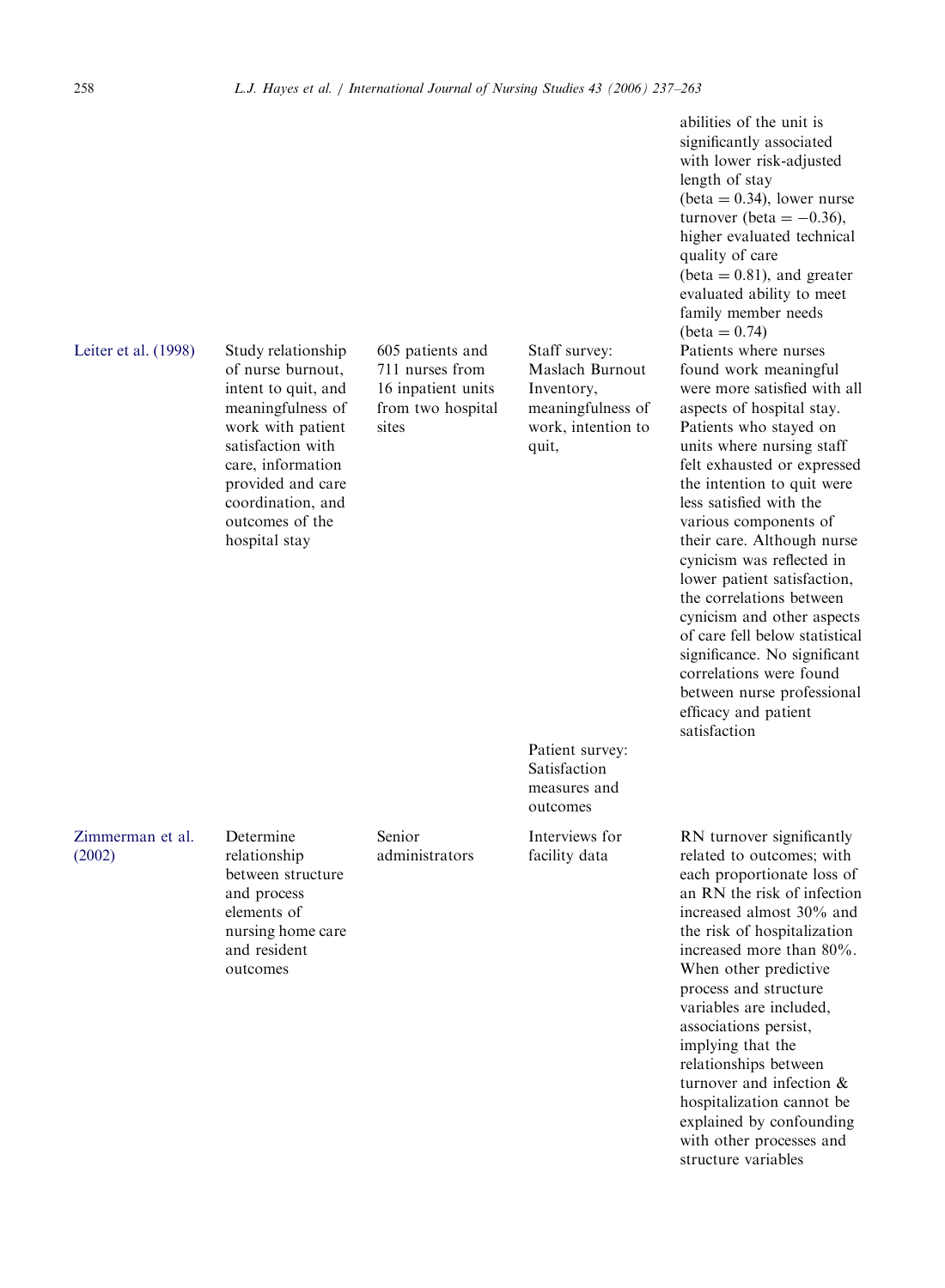| | | | | abilities of the unit is significantly associated with lower risk-adjusted length of stay (beta = 0.34), lower nurse turnover (beta = −0.36), higher evaluated technical quality of care (beta = 0.81), and greater evaluated ability to meet family member needs (beta = 0.74) |
|---|---|---|---|---|
| Leiter et al. (1998) | Study relationship of nurse burnout, intent to quit, and meaningfulness of work with patient satisfaction with care, information provided and care coordination, and outcomes of the hospital stay | 605 patients and 711 nurses from 16 inpatient units from two hospital sites | Staff survey: Maslach Burnout Inventory, meaningfulness of work, intention to quit, | Patients where nurses found work meaningful were more satisfied with all aspects of hospital stay. Patients who stayed on units where nursing staff felt exhausted or expressed the intention to quit were less satisfied with the various components of their care. Although nurse cynicism was reflected in lower patient satisfaction, the correlations between cynicism and other aspects of care fell below statistical significance. No significant correlations were found between nurse professional efficacy and patient satisfaction |
| | | | Patient survey: Satisfaction measures and outcomes | |
| Zimmerman et al. (2002) | Determine relationship between structure and process elements of nursing home care and resident outcomes | Senior administrators | Interviews for facility data | RN turnover significantly related to outcomes; with each proportionate loss of an RN the risk of infection increased almost 30% and the risk of hospitalization increased more than 80%. When other predictive process and structure variables are included, associations persist, implying that the relationships between turnover and infection & hospitalization cannot be explained by confounding with other processes and structure variables |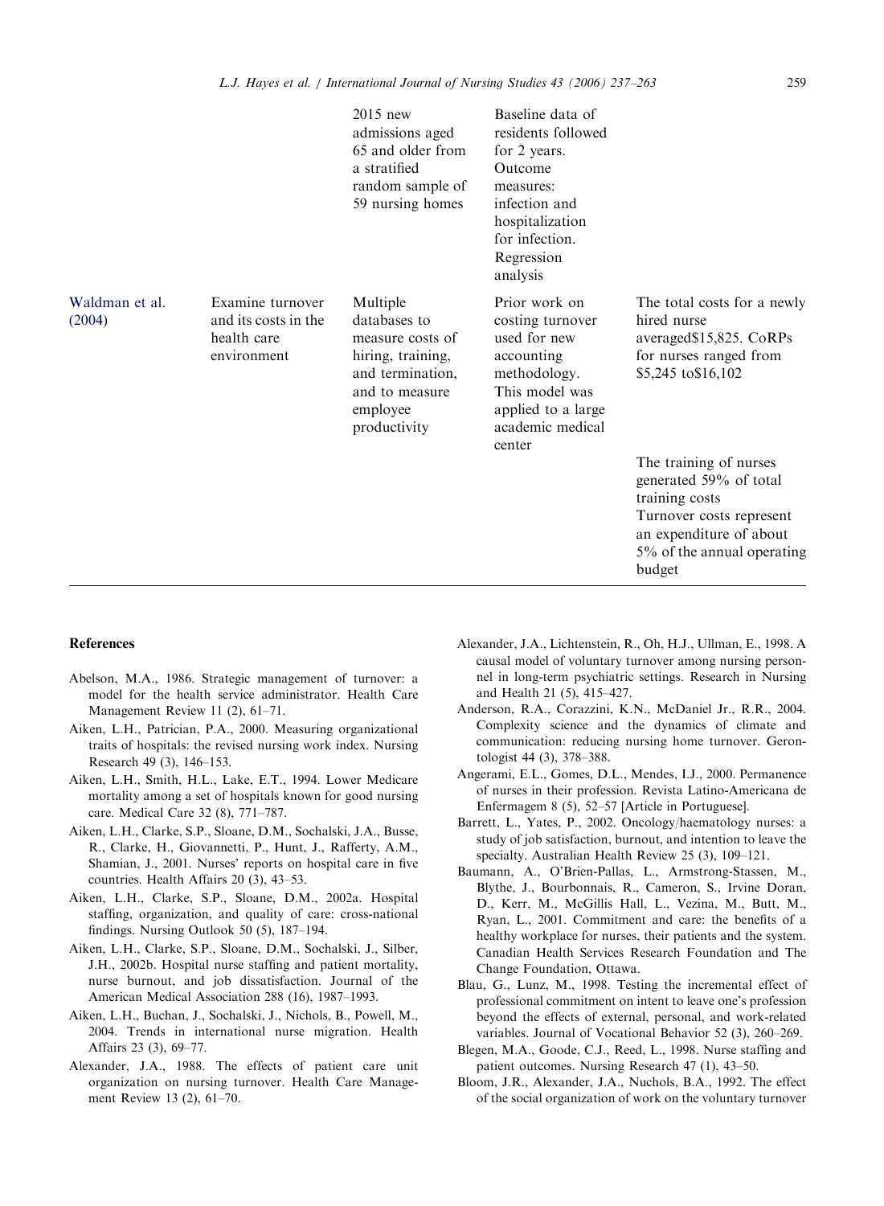| | | | | |
|---|---|---|---|---|
| | | 2015 new admissions aged 65 and older from a stratified random sample of 59 nursing homes | Baseline data of residents followed for 2 years. Outcome measures: infection and hospitalization for infection. Regression analysis | |
| Waldman et al. (2004) | Examine turnover and its costs in the health care environment | Multiple databases to measure costs of hiring, training, and termination, and to measure employee productivity | Prior work on costing turnover used for new accounting methodology. This model was applied to a large academic medical center | The total costs for a newly hired nurse averaged$15,825. CoRPs for nurses ranged from $5,245 to$16,102 |
| | | | | The training of nurses generated 59% of total training costs Turnover costs represent an expenditure of about 5% of the annual operating budget |

## References

Abelson, M.A., 1986. Strategic management of turnover: a model for the health service administrator. Health Care Management Review 11 (2), 61–71.

Aiken, L.H., Patrician, P.A., 2000. Measuring organizational traits of hospitals: the revised nursing work index. Nursing Research 49 (3), 146–153.

Aiken, L.H., Smith, H.L., Lake, E.T., 1994. Lower Medicare mortality among a set of hospitals known for good nursing care. Medical Care 32 (8), 771–787.

Aiken, L.H., Clarke, S.P., Sloane, D.M., Sochalski, J.A., Busse, R., Clarke, H., Giovannetti, P., Hunt, J., Rafferty, A.M., Shamian, J., 2001. Nurses' reports on hospital care in five countries. Health Affairs 20 (3), 43–53.

Aiken, L.H., Clarke, S.P., Sloane, D.M., 2002a. Hospital staffing, organization, and quality of care: cross-national findings. Nursing Outlook 50 (5), 187–194.

Aiken, L.H., Clarke, S.P., Sloane, D.M., Sochalski, J., Silber, J.H., 2002b. Hospital nurse staffing and patient mortality, nurse burnout, and job dissatisfaction. Journal of the American Medical Association 288 (16), 1987–1993.

Aiken, L.H., Buchan, J., Sochalski, J., Nichols, B., Powell, M., 2004. Trends in international nurse migration. Health Affairs 23 (3), 69–77.

Alexander, J.A., 1988. The effects of patient care unit organization on nursing turnover. Health Care Management Review 13 (2), 61–70.

Alexander, J.A., Lichtenstein, R., Oh, H.J., Ullman, E., 1998. A causal model of voluntary turnover among nursing personnel in long-term psychiatric settings. Research in Nursing and Health 21 (5), 415–427.

Anderson, R.A., Corazzini, K.N., McDaniel Jr., R.R., 2004. Complexity science and the dynamics of climate and communication: reducing nursing home turnover. Gerontologist 44 (3), 378–388.

Angerami, E.L., Gomes, D.L., Mendes, I.J., 2000. Permanence of nurses in their profession. Revista Latino-Americana de Enfermagem 8 (5), 52–57 [Article in Portuguese].

Barrett, L., Yates, P., 2002. Oncology/haematology nurses: a study of job satisfaction, burnout, and intention to leave the specialty. Australian Health Review 25 (3), 109–121.

Baumann, A., O'Brien-Pallas, L., Armstrong-Stassen, M., Blythe, J., Bourbonnais, R., Cameron, S., Irvine Doran, D., Kerr, M., McGillis Hall, L., Vezina, M., Butt, M., Ryan, L., 2001. Commitment and care: the benefits of a healthy workplace for nurses, their patients and the system. Canadian Health Services Research Foundation and The Change Foundation, Ottawa.

Blau, G., Lunz, M., 1998. Testing the incremental effect of professional commitment on intent to leave one's profession beyond the effects of external, personal, and work-related variables. Journal of Vocational Behavior 52 (3), 260–269.

Blegen, M.A., Goode, C.J., Reed, L., 1998. Nurse staffing and patient outcomes. Nursing Research 47 (1), 43–50.

Bloom, J.R., Alexander, J.A., Nuchols, B.A., 1992. The effect of the social organization of work on the voluntary turnover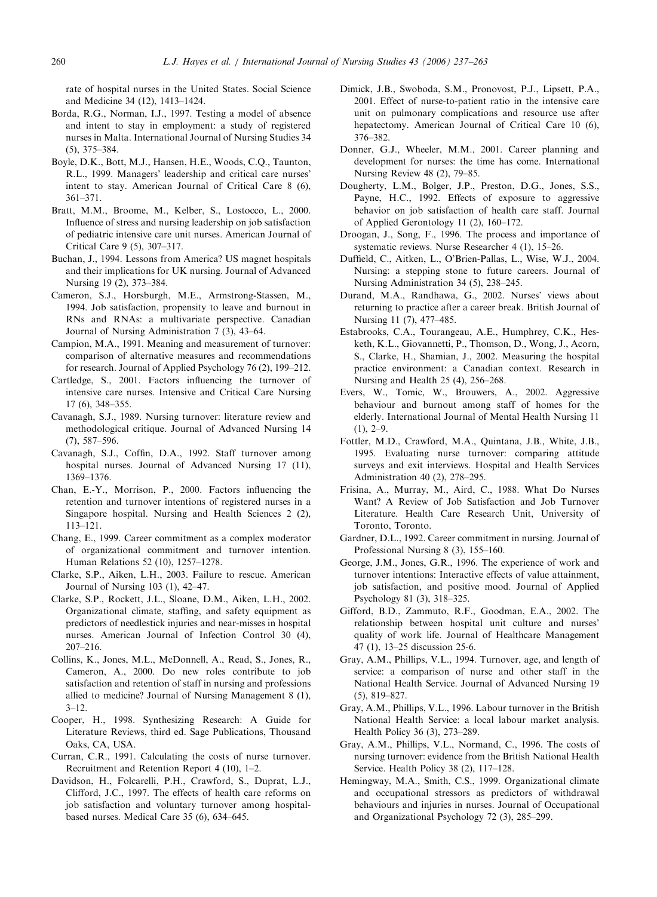rate of hospital nurses in the United States. Social Science and Medicine 34 (12), 1413–1424.

Borda, R.G., Norman, I.J., 1997. Testing a model of absence and intent to stay in employment: a study of registered nurses in Malta. International Journal of Nursing Studies 34 (5), 375–384.

Boyle, D.K., Bott, M.J., Hansen, H.E., Woods, C.Q., Taunton, R.L., 1999. Managers' leadership and critical care nurses' intent to stay. American Journal of Critical Care 8 (6), 361–371.

Bratt, M.M., Broome, M., Kelber, S., Lostocco, L., 2000. Influence of stress and nursing leadership on job satisfaction of pediatric intensive care unit nurses. American Journal of Critical Care 9 (5), 307–317.

Buchan, J., 1994. Lessons from America? US magnet hospitals and their implications for UK nursing. Journal of Advanced Nursing 19 (2), 373–384.

Cameron, S.J., Horsburgh, M.E., Armstrong-Stassen, M., 1994. Job satisfaction, propensity to leave and burnout in RNs and RNAs: a multivariate perspective. Canadian Journal of Nursing Administration 7 (3), 43–64.

Campion, M.A., 1991. Meaning and measurement of turnover: comparison of alternative measures and recommendations for research. Journal of Applied Psychology 76 (2), 199–212.

Cartledge, S., 2001. Factors influencing the turnover of intensive care nurses. Intensive and Critical Care Nursing 17 (6), 348–355.

Cavanagh, S.J., 1989. Nursing turnover: literature review and methodological critique. Journal of Advanced Nursing 14 (7), 587–596.

Cavanagh, S.J., Coffin, D.A., 1992. Staff turnover among hospital nurses. Journal of Advanced Nursing 17 (11), 1369–1376.

Chan, E.-Y., Morrison, P., 2000. Factors influencing the retention and turnover intentions of registered nurses in a Singapore hospital. Nursing and Health Sciences 2 (2), 113–121.

Chang, E., 1999. Career commitment as a complex moderator of organizational commitment and turnover intention. Human Relations 52 (10), 1257–1278.

Clarke, S.P., Aiken, L.H., 2003. Failure to rescue. American Journal of Nursing 103 (1), 42–47.

Clarke, S.P., Rockett, J.L., Sloane, D.M., Aiken, L.H., 2002. Organizational climate, staffing, and safety equipment as predictors of needlestick injuries and near-misses in hospital nurses. American Journal of Infection Control 30 (4), 207–216.

Collins, K., Jones, M.L., McDonnell, A., Read, S., Jones, R., Cameron, A., 2000. Do new roles contribute to job satisfaction and retention of staff in nursing and professions allied to medicine? Journal of Nursing Management 8 (1), 3–12.

Cooper, H., 1998. Synthesizing Research: A Guide for Literature Reviews, third ed. Sage Publications, Thousand Oaks, CA, USA.

Curran, C.R., 1991. Calculating the costs of nurse turnover. Recruitment and Retention Report 4 (10), 1–2.

Davidson, H., Folcarelli, P.H., Crawford, S., Duprat, L.J., Clifford, J.C., 1997. The effects of health care reforms on job satisfaction and voluntary turnover among hospital-based nurses. Medical Care 35 (6), 634–645.

Dimick, J.B., Swoboda, S.M., Pronovost, P.J., Lipsett, P.A., 2001. Effect of nurse-to-patient ratio in the intensive care unit on pulmonary complications and resource use after hepatectomy. American Journal of Critical Care 10 (6), 376–382.

Donner, G.J., Wheeler, M.M., 2001. Career planning and development for nurses: the time has come. International Nursing Review 48 (2), 79–85.

Dougherty, L.M., Bolger, J.P., Preston, D.G., Jones, S.S., Payne, H.C., 1992. Effects of exposure to aggressive behavior on job satisfaction of health care staff. Journal of Applied Gerontology 11 (2), 160–172.

Droogan, J., Song, F., 1996. The process and importance of systematic reviews. Nurse Researcher 4 (1), 15–26.

Duffield, C., Aitken, L., O'Brien-Pallas, L., Wise, W.J., 2004. Nursing: a stepping stone to future careers. Journal of Nursing Administration 34 (5), 238–245.

Durand, M.A., Randhawa, G., 2002. Nurses' views about returning to practice after a career break. British Journal of Nursing 11 (7), 477–485.

Estabrooks, C.A., Tourangeau, A.E., Humphrey, C.K., Hesketh, K.L., Giovannetti, P., Thomson, D., Wong, J., Acorn, S., Clarke, H., Shamian, J., 2002. Measuring the hospital practice environment: a Canadian context. Research in Nursing and Health 25 (4), 256–268.

Evers, W., Tomic, W., Brouwers, A., 2002. Aggressive behaviour and burnout among staff of homes for the elderly. International Journal of Mental Health Nursing 11 (1), 2–9.

Fottler, M.D., Crawford, M.A., Quintana, J.B., White, J.B., 1995. Evaluating nurse turnover: comparing attitude surveys and exit interviews. Hospital and Health Services Administration 40 (2), 278–295.

Frisina, A., Murray, M., Aird, C., 1988. What Do Nurses Want? A Review of Job Satisfaction and Job Turnover Literature. Health Care Research Unit, University of Toronto, Toronto.

Gardner, D.L., 1992. Career commitment in nursing. Journal of Professional Nursing 8 (3), 155–160.

George, J.M., Jones, G.R., 1996. The experience of work and turnover intentions: Interactive effects of value attainment, job satisfaction, and positive mood. Journal of Applied Psychology 81 (3), 318–325.

Gifford, B.D., Zammuto, R.F., Goodman, E.A., 2002. The relationship between hospital unit culture and nurses' quality of work life. Journal of Healthcare Management 47 (1), 13–25 discussion 25-6.

Gray, A.M., Phillips, V.L., 1994. Turnover, age, and length of service: a comparison of nurse and other staff in the National Health Service. Journal of Advanced Nursing 19 (5), 819–827.

Gray, A.M., Phillips, V.L., 1996. Labour turnover in the British National Health Service: a local labour market analysis. Health Policy 36 (3), 273–289.

Gray, A.M., Phillips, V.L., Normand, C., 1996. The costs of nursing turnover: evidence from the British National Health Service. Health Policy 38 (2), 117–128.

Hemingway, M.A., Smith, C.S., 1999. Organizational climate and occupational stressors as predictors of withdrawal behaviours and injuries in nurses. Journal of Occupational and Organizational Psychology 72 (3), 285–299.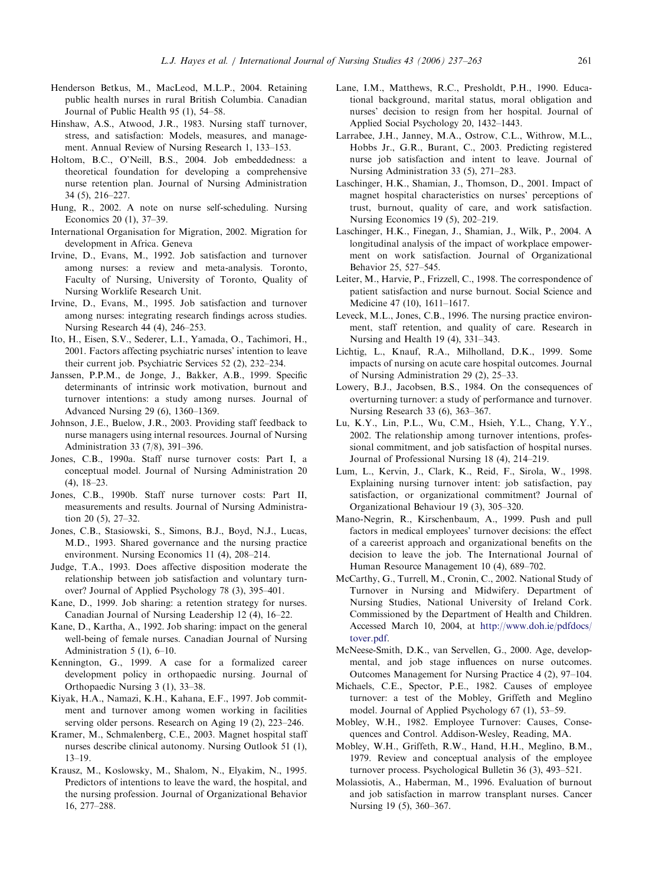Henderson Betkus, M., MacLeod, M.L.P., 2004. Retaining public health nurses in rural British Columbia. Canadian Journal of Public Health 95 (1), 54–58.

Hinshaw, A.S., Atwood, J.R., 1983. Nursing staff turnover, stress, and satisfaction: Models, measures, and management. Annual Review of Nursing Research 1, 133–153.

Holtom, B.C., O'Neill, B.S., 2004. Job embeddedness: a theoretical foundation for developing a comprehensive nurse retention plan. Journal of Nursing Administration 34 (5), 216–227.

Hung, R., 2002. A note on nurse self-scheduling. Nursing Economics 20 (1), 37–39.

International Organisation for Migration, 2002. Migration for development in Africa. Geneva

Irvine, D., Evans, M., 1992. Job satisfaction and turnover among nurses: a review and meta-analysis. Toronto, Faculty of Nursing, University of Toronto, Quality of Nursing Worklife Research Unit.

Irvine, D., Evans, M., 1995. Job satisfaction and turnover among nurses: integrating research findings across studies. Nursing Research 44 (4), 246–253.

Ito, H., Eisen, S.V., Sederer, L.I., Yamada, O., Tachimori, H., 2001. Factors affecting psychiatric nurses' intention to leave their current job. Psychiatric Services 52 (2), 232–234.

Janssen, P.P.M., de Jonge, J., Bakker, A.B., 1999. Specific determinants of intrinsic work motivation, burnout and turnover intentions: a study among nurses. Journal of Advanced Nursing 29 (6), 1360–1369.

Johnson, J.E., Buelow, J.R., 2003. Providing staff feedback to nurse managers using internal resources. Journal of Nursing Administration 33 (7/8), 391–396.

Jones, C.B., 1990a. Staff nurse turnover costs: Part I, a conceptual model. Journal of Nursing Administration 20 (4), 18–23.

Jones, C.B., 1990b. Staff nurse turnover costs: Part II, measurements and results. Journal of Nursing Administration 20 (5), 27–32.

Jones, C.B., Stasiowski, S., Simons, B.J., Boyd, N.J., Lucas, M.D., 1993. Shared governance and the nursing practice environment. Nursing Economics 11 (4), 208–214.

Judge, T.A., 1993. Does affective disposition moderate the relationship between job satisfaction and voluntary turnover? Journal of Applied Psychology 78 (3), 395–401.

Kane, D., 1999. Job sharing: a retention strategy for nurses. Canadian Journal of Nursing Leadership 12 (4), 16–22.

Kane, D., Kartha, A., 1992. Job sharing: impact on the general well-being of female nurses. Canadian Journal of Nursing Administration 5 (1), 6–10.

Kennington, G., 1999. A case for a formalized career development policy in orthopaedic nursing. Journal of Orthopaedic Nursing 3 (1), 33–38.

Kiyak, H.A., Namazi, K.H., Kahana, E.F., 1997. Job commitment and turnover among women working in facilities serving older persons. Research on Aging 19 (2), 223–246.

Kramer, M., Schmalenberg, C.E., 2003. Magnet hospital staff nurses describe clinical autonomy. Nursing Outlook 51 (1), 13–19.

Krausz, M., Koslowsky, M., Shalom, N., Elyakim, N., 1995. Predictors of intentions to leave the ward, the hospital, and the nursing profession. Journal of Organizational Behavior 16, 277–288.

Lane, I.M., Matthews, R.C., Presholdt, P.H., 1990. Educational background, marital status, moral obligation and nurses' decision to resign from her hospital. Journal of Applied Social Psychology 20, 1432–1443.

Larrabee, J.H., Janney, M.A., Ostrow, C.L., Withrow, M.L., Hobbs Jr., G.R., Burant, C., 2003. Predicting registered nurse job satisfaction and intent to leave. Journal of Nursing Administration 33 (5), 271–283.

Laschinger, H.K., Shamian, J., Thomson, D., 2001. Impact of magnet hospital characteristics on nurses' perceptions of trust, burnout, quality of care, and work satisfaction. Nursing Economics 19 (5), 202–219.

Laschinger, H.K., Finegan, J., Shamian, J., Wilk, P., 2004. A longitudinal analysis of the impact of workplace empowerment on work satisfaction. Journal of Organizational Behavior 25, 527–545.

Leiter, M., Harvie, P., Frizzell, C., 1998. The correspondence of patient satisfaction and nurse burnout. Social Science and Medicine 47 (10), 1611–1617.

Leveck, M.L., Jones, C.B., 1996. The nursing practice environment, staff retention, and quality of care. Research in Nursing and Health 19 (4), 331–343.

Lichtig, L., Knauf, R.A., Milholland, D.K., 1999. Some impacts of nursing on acute care hospital outcomes. Journal of Nursing Administration 29 (2), 25–33.

Lowery, B.J., Jacobsen, B.S., 1984. On the consequences of overturning turnover: a study of performance and turnover. Nursing Research 33 (6), 363–367.

Lu, K.Y., Lin, P.L., Wu, C.M., Hsieh, Y.L., Chang, Y.Y., 2002. The relationship among turnover intentions, professional commitment, and job satisfaction of hospital nurses. Journal of Professional Nursing 18 (4), 214–219.

Lum, L., Kervin, J., Clark, K., Reid, F., Sirola, W., 1998. Explaining nursing turnover intent: job satisfaction, pay satisfaction, or organizational commitment? Journal of Organizational Behaviour 19 (3), 305–320.

Mano-Negrin, R., Kirschenbaum, A., 1999. Push and pull factors in medical employees' turnover decisions: the effect of a careerist approach and organizational benefits on the decision to leave the job. The International Journal of Human Resource Management 10 (4), 689–702.

McCarthy, G., Turrell, M., Cronin, C., 2002. National Study of Turnover in Nursing and Midwifery. Department of Nursing Studies, National University of Ireland Cork. Commissioned by the Department of Health and Children. Accessed March 10, 2004, at http://www.doh.ie/pdfdocs/tover.pdf.

McNeese-Smith, D.K., van Servellen, G., 2000. Age, developmental, and job stage influences on nurse outcomes. Outcomes Management for Nursing Practice 4 (2), 97–104.

Michaels, C.E., Spector, P.E., 1982. Causes of employee turnover: a test of the Mobley, Griffeth and Meglino model. Journal of Applied Psychology 67 (1), 53–59.

Mobley, W.H., 1982. Employee Turnover: Causes, Consequences and Control. Addison-Wesley, Reading, MA.

Mobley, W.H., Griffeth, R.W., Hand, H.H., Meglino, B.M., 1979. Review and conceptual analysis of the employee turnover process. Psychological Bulletin 36 (3), 493–521.

Molassiotis, A., Haberman, M., 1996. Evaluation of burnout and job satisfaction in marrow transplant nurses. Cancer Nursing 19 (5), 360–367.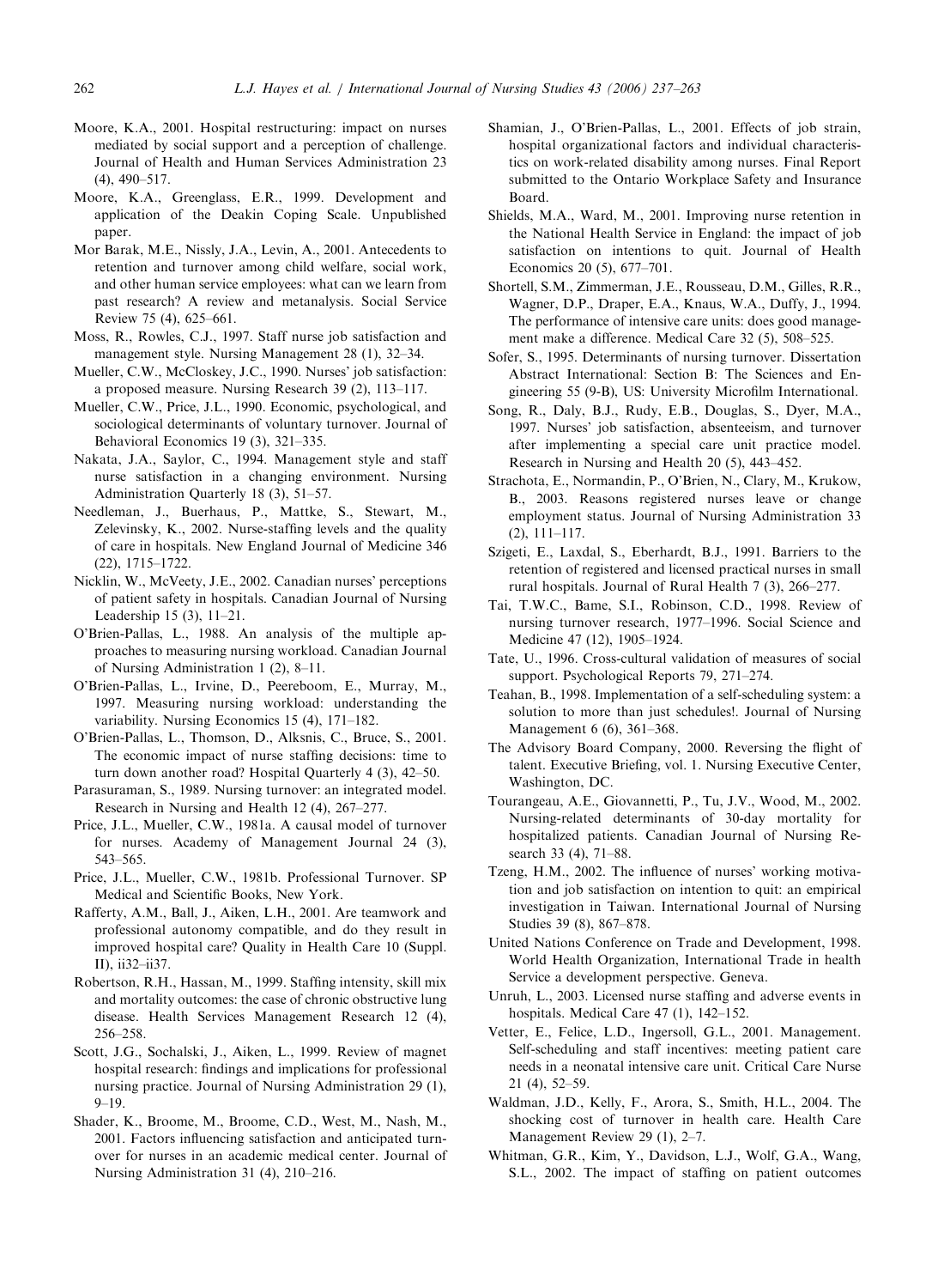Moore, K.A., 2001. Hospital restructuring: impact on nurses mediated by social support and a perception of challenge. Journal of Health and Human Services Administration 23 (4), 490–517.

Moore, K.A., Greenglass, E.R., 1999. Development and application of the Deakin Coping Scale. Unpublished paper.

Mor Barak, M.E., Nissly, J.A., Levin, A., 2001. Antecedents to retention and turnover among child welfare, social work, and other human service employees: what can we learn from past research? A review and metanalysis. Social Service Review 75 (4), 625–661.

Moss, R., Rowles, C.J., 1997. Staff nurse job satisfaction and management style. Nursing Management 28 (1), 32–34.

Mueller, C.W., McCloskey, J.C., 1990. Nurses' job satisfaction: a proposed measure. Nursing Research 39 (2), 113–117.

Mueller, C.W., Price, J.L., 1990. Economic, psychological, and sociological determinants of voluntary turnover. Journal of Behavioral Economics 19 (3), 321–335.

Nakata, J.A., Saylor, C., 1994. Management style and staff nurse satisfaction in a changing environment. Nursing Administration Quarterly 18 (3), 51–57.

Needleman, J., Buerhaus, P., Mattke, S., Stewart, M., Zelevinsky, K., 2002. Nurse-staffing levels and the quality of care in hospitals. New England Journal of Medicine 346 (22), 1715–1722.

Nicklin, W., McVeety, J.E., 2002. Canadian nurses' perceptions of patient safety in hospitals. Canadian Journal of Nursing Leadership 15 (3), 11–21.

O'Brien-Pallas, L., 1988. An analysis of the multiple approaches to measuring nursing workload. Canadian Journal of Nursing Administration 1 (2), 8–11.

O'Brien-Pallas, L., Irvine, D., Peereboom, E., Murray, M., 1997. Measuring nursing workload: understanding the variability. Nursing Economics 15 (4), 171–182.

O'Brien-Pallas, L., Thomson, D., Alksnis, C., Bruce, S., 2001. The economic impact of nurse staffing decisions: time to turn down another road? Hospital Quarterly 4 (3), 42–50.

Parasuraman, S., 1989. Nursing turnover: an integrated model. Research in Nursing and Health 12 (4), 267–277.

Price, J.L., Mueller, C.W., 1981a. A causal model of turnover for nurses. Academy of Management Journal 24 (3), 543–565.

Price, J.L., Mueller, C.W., 1981b. Professional Turnover. SP Medical and Scientific Books, New York.

Rafferty, A.M., Ball, J., Aiken, L.H., 2001. Are teamwork and professional autonomy compatible, and do they result in improved hospital care? Quality in Health Care 10 (Suppl. II), ii32–ii37.

Robertson, R.H., Hassan, M., 1999. Staffing intensity, skill mix and mortality outcomes: the case of chronic obstructive lung disease. Health Services Management Research 12 (4), 256–258.

Scott, J.G., Sochalski, J., Aiken, L., 1999. Review of magnet hospital research: findings and implications for professional nursing practice. Journal of Nursing Administration 29 (1), 9–19.

Shader, K., Broome, M., Broome, C.D., West, M., Nash, M., 2001. Factors influencing satisfaction and anticipated turnover for nurses in an academic medical center. Journal of Nursing Administration 31 (4), 210–216.

Shamian, J., O'Brien-Pallas, L., 2001. Effects of job strain, hospital organizational factors and individual characteristics on work-related disability among nurses. Final Report submitted to the Ontario Workplace Safety and Insurance Board.

Shields, M.A., Ward, M., 2001. Improving nurse retention in the National Health Service in England: the impact of job satisfaction on intentions to quit. Journal of Health Economics 20 (5), 677–701.

Shortell, S.M., Zimmerman, J.E., Rousseau, D.M., Gilles, R.R., Wagner, D.P., Draper, E.A., Knaus, W.A., Duffy, J., 1994. The performance of intensive care units: does good management make a difference. Medical Care 32 (5), 508–525.

Sofer, S., 1995. Determinants of nursing turnover. Dissertation Abstract International: Section B: The Sciences and Engineering 55 (9-B), US: University Microfilm International.

Song, R., Daly, B.J., Rudy, E.B., Douglas, S., Dyer, M.A., 1997. Nurses' job satisfaction, absenteeism, and turnover after implementing a special care unit practice model. Research in Nursing and Health 20 (5), 443–452.

Strachota, E., Normandin, P., O'Brien, N., Clary, M., Krukow, B., 2003. Reasons registered nurses leave or change employment status. Journal of Nursing Administration 33 (2), 111–117.

Szigeti, E., Laxdal, S., Eberhardt, B.J., 1991. Barriers to the retention of registered and licensed practical nurses in small rural hospitals. Journal of Rural Health 7 (3), 266–277.

Tai, T.W.C., Bame, S.I., Robinson, C.D., 1998. Review of nursing turnover research, 1977–1996. Social Science and Medicine 47 (12), 1905–1924.

Tate, U., 1996. Cross-cultural validation of measures of social support. Psychological Reports 79, 271–274.

Teahan, B., 1998. Implementation of a self-scheduling system: a solution to more than just schedules!. Journal of Nursing Management 6 (6), 361–368.

The Advisory Board Company, 2000. Reversing the flight of talent. Executive Briefing, vol. 1. Nursing Executive Center, Washington, DC.

Tourangeau, A.E., Giovannetti, P., Tu, J.V., Wood, M., 2002. Nursing-related determinants of 30-day mortality for hospitalized patients. Canadian Journal of Nursing Research 33 (4), 71–88.

Tzeng, H.M., 2002. The influence of nurses' working motivation and job satisfaction on intention to quit: an empirical investigation in Taiwan. International Journal of Nursing Studies 39 (8), 867–878.

United Nations Conference on Trade and Development, 1998. World Health Organization, International Trade in health Service a development perspective. Geneva.

Unruh, L., 2003. Licensed nurse staffing and adverse events in hospitals. Medical Care 47 (1), 142–152.

Vetter, E., Felice, L.D., Ingersoll, G.L., 2001. Management. Self-scheduling and staff incentives: meeting patient care needs in a neonatal intensive care unit. Critical Care Nurse 21 (4), 52–59.

Waldman, J.D., Kelly, F., Arora, S., Smith, H.L., 2004. The shocking cost of turnover in health care. Health Care Management Review 29 (1), 2–7.

Whitman, G.R., Kim, Y., Davidson, L.J., Wolf, G.A., Wang, S.L., 2002. The impact of staffing on patient outcomes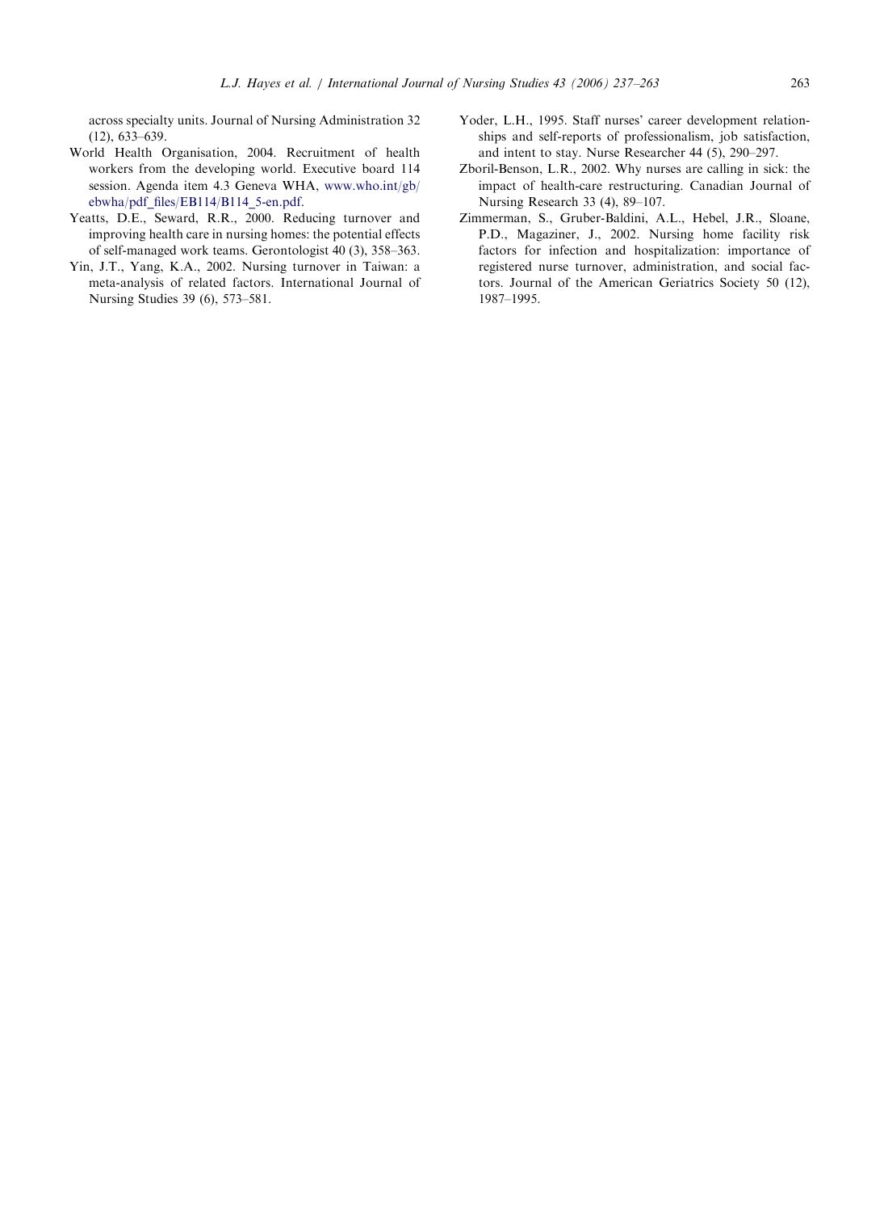across specialty units. Journal of Nursing Administration 32 (12), 633–639.

World Health Organisation, 2004. Recruitment of health workers from the developing world. Executive board 114 session. Agenda item 4.3 Geneva WHA, www.who.int/gb/ebwha/pdf_files/EB114/B114_5-en.pdf.

Yeatts, D.E., Seward, R.R., 2000. Reducing turnover and improving health care in nursing homes: the potential effects of self-managed work teams. Gerontologist 40 (3), 358–363.

Yin, J.T., Yang, K.A., 2002. Nursing turnover in Taiwan: a meta-analysis of related factors. International Journal of Nursing Studies 39 (6), 573–581.

Yoder, L.H., 1995. Staff nurses' career development relationships and self-reports of professionalism, job satisfaction, and intent to stay. Nurse Researcher 44 (5), 290–297.

Zboril-Benson, L.R., 2002. Why nurses are calling in sick: the impact of health-care restructuring. Canadian Journal of Nursing Research 33 (4), 89–107.

Zimmerman, S., Gruber-Baldini, A.L., Hebel, J.R., Sloane, P.D., Magaziner, J., 2002. Nursing home facility risk factors for infection and hospitalization: importance of registered nurse turnover, administration, and social factors. Journal of the American Geriatrics Society 50 (12), 1987–1995.